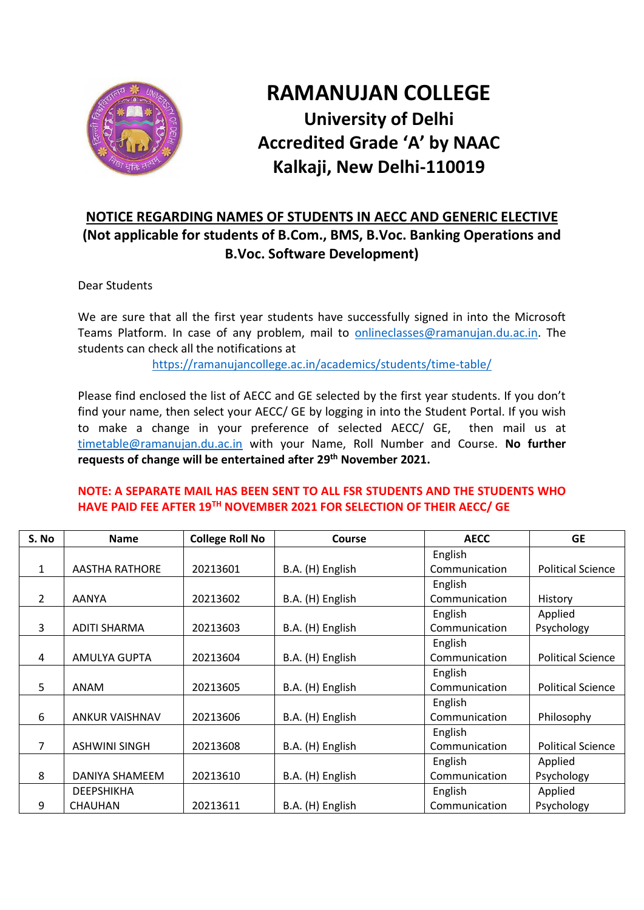# RAMANUJAN COLLEGE

## University of Delhi
## Accredited Grade 'A' by NAAC
## Kalkaji, New Delhi-110019

### NOTICE REGARDING NAMES OF STUDENTS IN AECC AND GENERIC ELECTIVE
**(Not applicable for students of B.Com., BMS, B.Voc. Banking Operations and B.Voc. Software Development)**

Dear Students

We are sure that all the first year students have successfully signed in into the Microsoft Teams Platform. In case of any problem, mail to onlineclasses@ramanujan.du.ac.in. The students can check all the notifications at https://ramanujancollege.ac.in/academics/students/time-table/

Please find enclosed the list of AECC and GE selected by the first year students. If you don't find your name, then select your AECC/ GE by logging in into the Student Portal. If you wish to make a change in your preference of selected AECC/ GE, then mail us at timetable@ramanujan.du.ac.in with your Name, Roll Number and Course. **No further requests of change will be entertained after 29th November 2021.**

**NOTE: A SEPARATE MAIL HAS BEEN SENT TO ALL FSR STUDENTS AND THE STUDENTS WHO HAVE PAID FEE AFTER 19TH NOVEMBER 2021 FOR SELECTION OF THEIR AECC/ GE**

| S. No | Name | College Roll No | Course | AECC | GE |
|---|---|---|---|---|---|
| 1 | AASTHA RATHORE | 20213601 | B.A. (H) English | English Communication | Political Science |
| 2 | AANYA | 20213602 | B.A. (H) English | English Communication | History |
| 3 | ADITI SHARMA | 20213603 | B.A. (H) English | English Communication | Applied Psychology |
| 4 | AMULYA GUPTA | 20213604 | B.A. (H) English | English Communication | Political Science |
| 5 | ANAM | 20213605 | B.A. (H) English | English Communication | Political Science |
| 6 | ANKUR VAISHNAV | 20213606 | B.A. (H) English | English Communication | Philosophy |
| 7 | ASHWINI SINGH | 20213608 | B.A. (H) English | English Communication | Political Science |
| 8 | DANIYA SHAMEEM | 20213610 | B.A. (H) English | English Communication | Applied Psychology |
| 9 | DEEPSHIKHA CHAUHAN | 20213611 | B.A. (H) English | English Communication | Applied Psychology |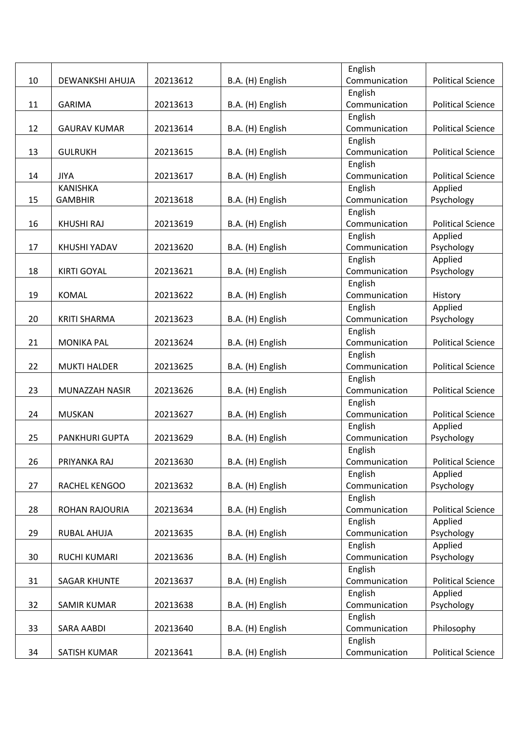| 10 | DEWANKSHI AHUJA | 20213612 | B.A. (H) English | English Communication | Political Science |
|---|---|---|---|---|---|
| 11 | GARIMA | 20213613 | B.A. (H) English | English Communication | Political Science |
| 12 | GAURAV KUMAR | 20213614 | B.A. (H) English | English Communication | Political Science |
| 13 | GULRUKH | 20213615 | B.A. (H) English | English Communication | Political Science |
| 14 | JIYA | 20213617 | B.A. (H) English | English Communication | Political Science |
| 15 | KANISHKA GAMBHIR | 20213618 | B.A. (H) English | English Communication | Applied Psychology |
| 16 | KHUSHI RAJ | 20213619 | B.A. (H) English | English Communication | Political Science |
| 17 | KHUSHI YADAV | 20213620 | B.A. (H) English | English Communication | Applied Psychology |
| 18 | KIRTI GOYAL | 20213621 | B.A. (H) English | English Communication | Applied Psychology |
| 19 | KOMAL | 20213622 | B.A. (H) English | English Communication | History |
| 20 | KRITI SHARMA | 20213623 | B.A. (H) English | English Communication | Applied Psychology |
| 21 | MONIKA PAL | 20213624 | B.A. (H) English | English Communication | Political Science |
| 22 | MUKTI HALDER | 20213625 | B.A. (H) English | English Communication | Political Science |
| 23 | MUNAZZAH NASIR | 20213626 | B.A. (H) English | English Communication | Political Science |
| 24 | MUSKAN | 20213627 | B.A. (H) English | English Communication | Political Science |
| 25 | PANKHURI GUPTA | 20213629 | B.A. (H) English | English Communication | Applied Psychology |
| 26 | PRIYANKA RAJ | 20213630 | B.A. (H) English | English Communication | Political Science |
| 27 | RACHEL KENGOO | 20213632 | B.A. (H) English | English Communication | Applied Psychology |
| 28 | ROHAN RAJOURIA | 20213634 | B.A. (H) English | English Communication | Political Science |
| 29 | RUBAL AHUJA | 20213635 | B.A. (H) English | English Communication | Applied Psychology |
| 30 | RUCHI KUMARI | 20213636 | B.A. (H) English | English Communication | Applied Psychology |
| 31 | SAGAR KHUNTE | 20213637 | B.A. (H) English | English Communication | Political Science |
| 32 | SAMIR KUMAR | 20213638 | B.A. (H) English | English Communication | Applied Psychology |
| 33 | SARA AABDI | 20213640 | B.A. (H) English | English Communication | Philosophy |
| 34 | SATISH KUMAR | 20213641 | B.A. (H) English | English Communication | Political Science |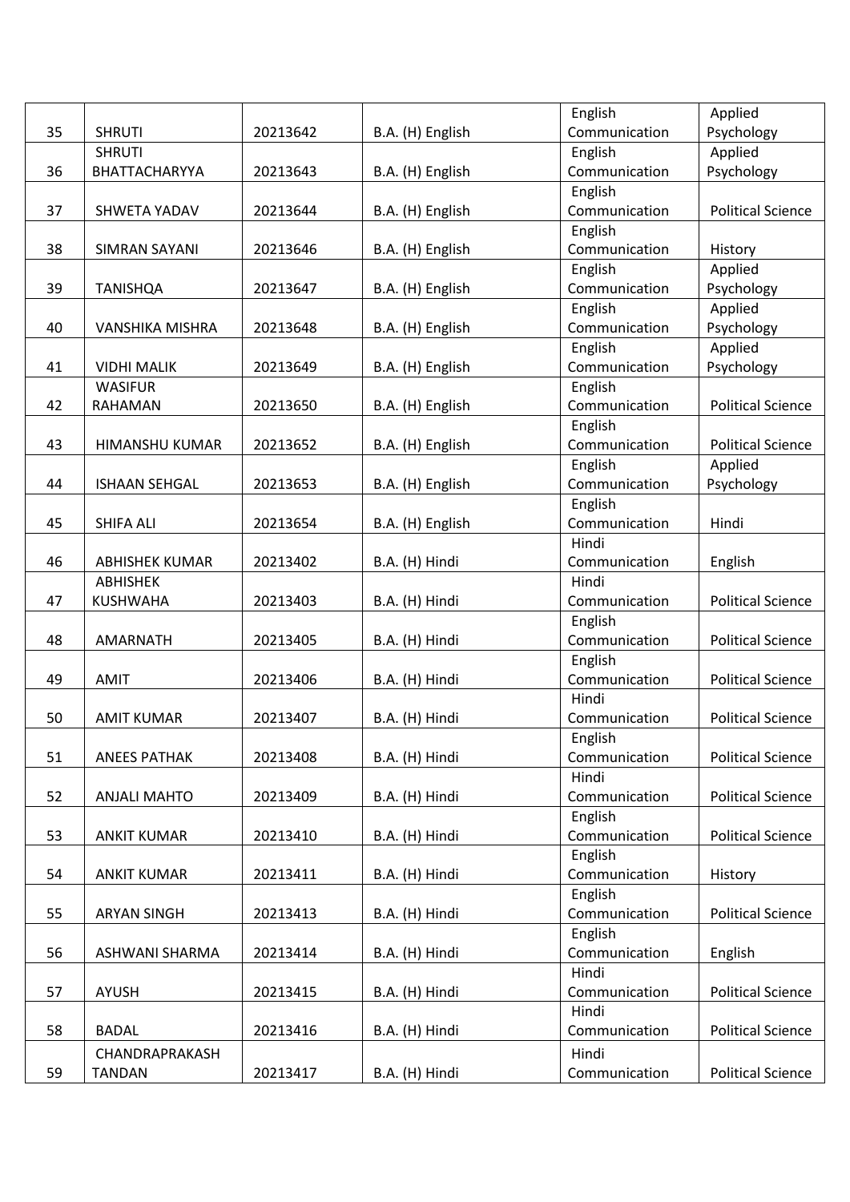| 35 | SHRUTI | 20213642 | B.A. (H) English | English Communication | Applied Psychology |
|---|---|---|---|---|---|
| 36 | SHRUTI BHATTACHARYYA | 20213643 | B.A. (H) English | English Communication | Applied Psychology |
| 37 | SHWETA YADAV | 20213644 | B.A. (H) English | English Communication | Political Science |
| 38 | SIMRAN SAYANI | 20213646 | B.A. (H) English | English Communication | History |
| 39 | TANISHQA | 20213647 | B.A. (H) English | English Communication | Applied Psychology |
| 40 | VANSHIKA MISHRA | 20213648 | B.A. (H) English | English Communication | Applied Psychology |
| 41 | VIDHI MALIK | 20213649 | B.A. (H) English | English Communication | Applied Psychology |
| 42 | WASIFUR RAHAMAN | 20213650 | B.A. (H) English | English Communication | Political Science |
| 43 | HIMANSHU KUMAR | 20213652 | B.A. (H) English | English Communication | Political Science |
| 44 | ISHAAN SEHGAL | 20213653 | B.A. (H) English | English Communication | Applied Psychology |
| 45 | SHIFA ALI | 20213654 | B.A. (H) English | English Communication | Hindi |
| 46 | ABHISHEK KUMAR | 20213402 | B.A. (H) Hindi | Hindi Communication | English |
| 47 | ABHISHEK KUSHWAHA | 20213403 | B.A. (H) Hindi | Hindi Communication | Political Science |
| 48 | AMARNATH | 20213405 | B.A. (H) Hindi | English Communication | Political Science |
| 49 | AMIT | 20213406 | B.A. (H) Hindi | English Communication | Political Science |
| 50 | AMIT KUMAR | 20213407 | B.A. (H) Hindi | Hindi Communication | Political Science |
| 51 | ANEES PATHAK | 20213408 | B.A. (H) Hindi | English Communication | Political Science |
| 52 | ANJALI MAHTO | 20213409 | B.A. (H) Hindi | Hindi Communication | Political Science |
| 53 | ANKIT KUMAR | 20213410 | B.A. (H) Hindi | English Communication | Political Science |
| 54 | ANKIT KUMAR | 20213411 | B.A. (H) Hindi | English Communication | History |
| 55 | ARYAN SINGH | 20213413 | B.A. (H) Hindi | English Communication | Political Science |
| 56 | ASHWANI SHARMA | 20213414 | B.A. (H) Hindi | English Communication | English |
| 57 | AYUSH | 20213415 | B.A. (H) Hindi | Hindi Communication | Political Science |
| 58 | BADAL | 20213416 | B.A. (H) Hindi | Hindi Communication | Political Science |
| 59 | CHANDRAPRAKASH TANDAN | 20213417 | B.A. (H) Hindi | Hindi Communication | Political Science |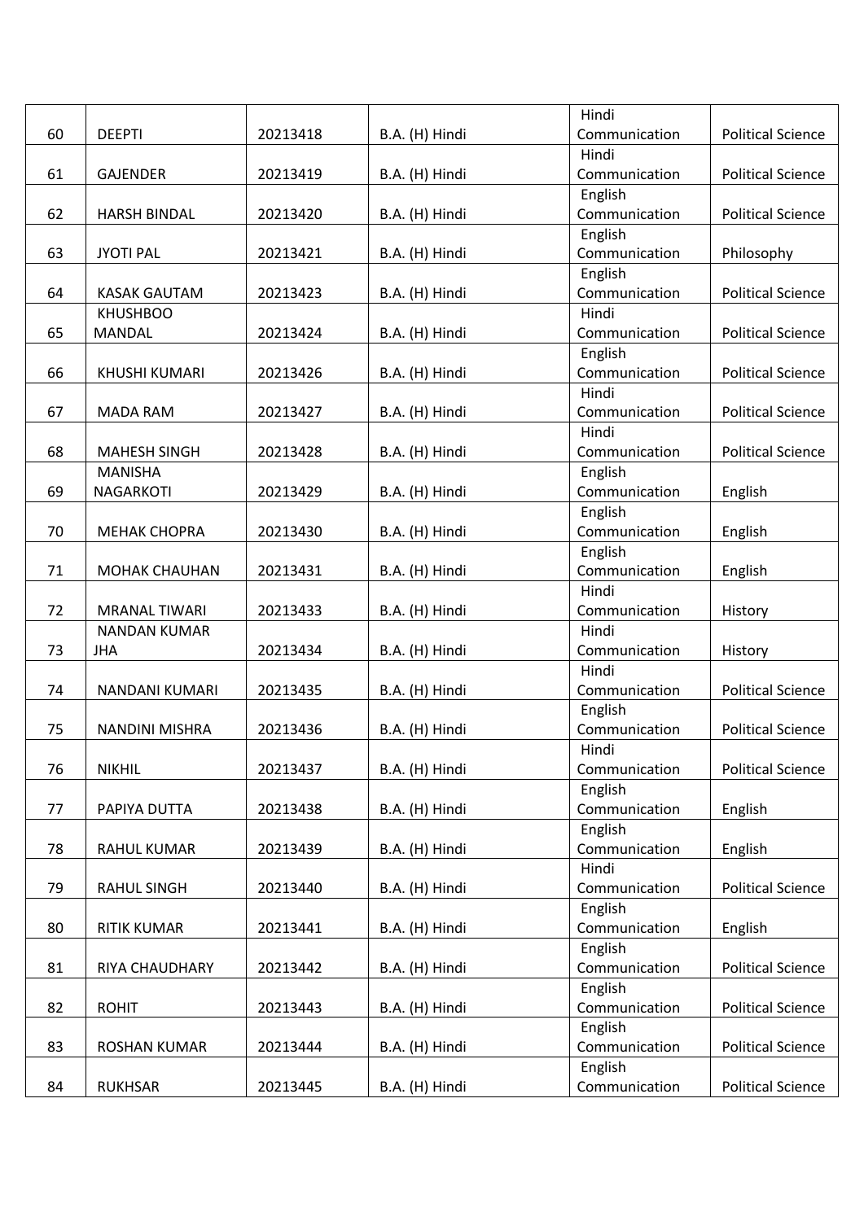| 60 | DEEPTI | 20213418 | B.A. (H) Hindi | Hindi Communication | Political Science |
|---|---|---|---|---|---|
| 61 | GAJENDER | 20213419 | B.A. (H) Hindi | Hindi Communication | Political Science |
| 62 | HARSH BINDAL | 20213420 | B.A. (H) Hindi | English Communication | Political Science |
| 63 | JYOTI PAL | 20213421 | B.A. (H) Hindi | English Communication | Philosophy |
| 64 | KASAK GAUTAM | 20213423 | B.A. (H) Hindi | English Communication | Political Science |
| 65 | KHUSHBOO MANDAL | 20213424 | B.A. (H) Hindi | Hindi Communication | Political Science |
| 66 | KHUSHI KUMARI | 20213426 | B.A. (H) Hindi | English Communication | Political Science |
| 67 | MADA RAM | 20213427 | B.A. (H) Hindi | Hindi Communication | Political Science |
| 68 | MAHESH SINGH | 20213428 | B.A. (H) Hindi | Hindi Communication | Political Science |
| 69 | MANISHA NAGARKOTI | 20213429 | B.A. (H) Hindi | English Communication | English |
| 70 | MEHAK CHOPRA | 20213430 | B.A. (H) Hindi | English Communication | English |
| 71 | MOHAK CHAUHAN | 20213431 | B.A. (H) Hindi | English Communication | English |
| 72 | MRANAL TIWARI | 20213433 | B.A. (H) Hindi | Hindi Communication | History |
| 73 | NANDAN KUMAR JHA | 20213434 | B.A. (H) Hindi | Hindi Communication | History |
| 74 | NANDANI KUMARI | 20213435 | B.A. (H) Hindi | Hindi Communication | Political Science |
| 75 | NANDINI MISHRA | 20213436 | B.A. (H) Hindi | English Communication | Political Science |
| 76 | NIKHIL | 20213437 | B.A. (H) Hindi | Hindi Communication | Political Science |
| 77 | PAPIYA DUTTA | 20213438 | B.A. (H) Hindi | English Communication | English |
| 78 | RAHUL KUMAR | 20213439 | B.A. (H) Hindi | English Communication | English |
| 79 | RAHUL SINGH | 20213440 | B.A. (H) Hindi | Hindi Communication | Political Science |
| 80 | RITIK KUMAR | 20213441 | B.A. (H) Hindi | English Communication | English |
| 81 | RIYA CHAUDHARY | 20213442 | B.A. (H) Hindi | English Communication | Political Science |
| 82 | ROHIT | 20213443 | B.A. (H) Hindi | English Communication | Political Science |
| 83 | ROSHAN KUMAR | 20213444 | B.A. (H) Hindi | English Communication | Political Science |
| 84 | RUKHSAR | 20213445 | B.A. (H) Hindi | English Communication | Political Science |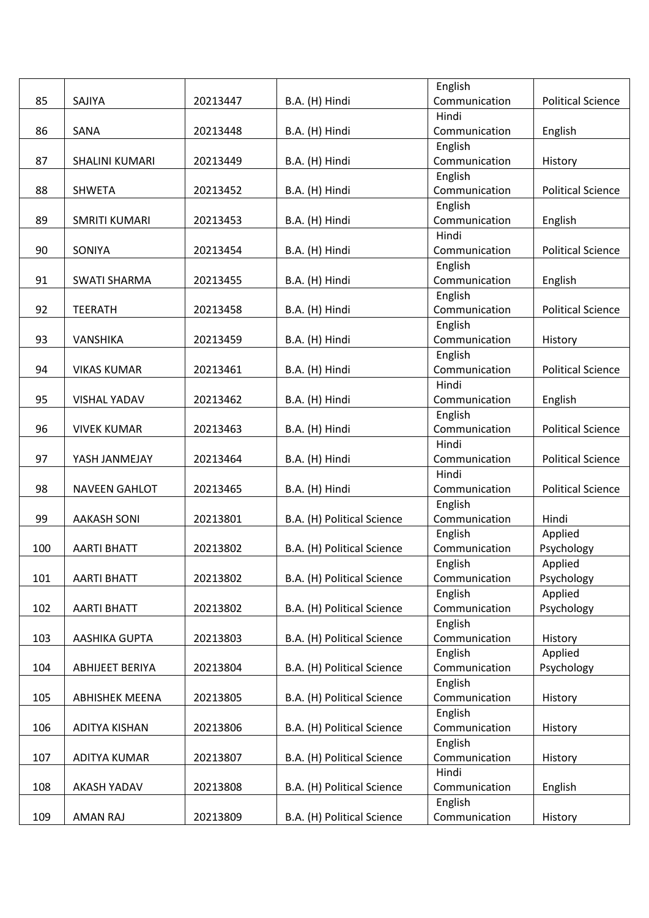| 85 | SAJIYA | 20213447 | B.A. (H) Hindi | English Communication | Political Science |
|---|---|---|---|---|---|
| 86 | SANA | 20213448 | B.A. (H) Hindi | Hindi Communication | English |
| 87 | SHALINI KUMARI | 20213449 | B.A. (H) Hindi | English Communication | History |
| 88 | SHWETA | 20213452 | B.A. (H) Hindi | English Communication | Political Science |
| 89 | SMRITI KUMARI | 20213453 | B.A. (H) Hindi | English Communication | English |
| 90 | SONIYA | 20213454 | B.A. (H) Hindi | Hindi Communication | Political Science |
| 91 | SWATI SHARMA | 20213455 | B.A. (H) Hindi | English Communication | English |
| 92 | TEERATH | 20213458 | B.A. (H) Hindi | English Communication | Political Science |
| 93 | VANSHIKA | 20213459 | B.A. (H) Hindi | English Communication | History |
| 94 | VIKAS KUMAR | 20213461 | B.A. (H) Hindi | English Communication | Political Science |
| 95 | VISHAL YADAV | 20213462 | B.A. (H) Hindi | Hindi Communication | English |
| 96 | VIVEK KUMAR | 20213463 | B.A. (H) Hindi | English Communication | Political Science |
| 97 | YASH JANMEJAY | 20213464 | B.A. (H) Hindi | Hindi Communication | Political Science |
| 98 | NAVEEN GAHLOT | 20213465 | B.A. (H) Hindi | Hindi Communication | Political Science |
| 99 | AAKASH SONI | 20213801 | B.A. (H) Political Science | English Communication | Hindi |
| 100 | AARTI BHATT | 20213802 | B.A. (H) Political Science | English Communication | Applied Psychology |
| 101 | AARTI BHATT | 20213802 | B.A. (H) Political Science | English Communication | Applied Psychology |
| 102 | AARTI BHATT | 20213802 | B.A. (H) Political Science | English Communication | Applied Psychology |
| 103 | AASHIKA GUPTA | 20213803 | B.A. (H) Political Science | English Communication | History |
| 104 | ABHIJEET BERIYA | 20213804 | B.A. (H) Political Science | English Communication | Applied Psychology |
| 105 | ABHISHEK MEENA | 20213805 | B.A. (H) Political Science | English Communication | History |
| 106 | ADITYA KISHAN | 20213806 | B.A. (H) Political Science | English Communication | History |
| 107 | ADITYA KUMAR | 20213807 | B.A. (H) Political Science | English Communication | History |
| 108 | AKASH YADAV | 20213808 | B.A. (H) Political Science | Hindi Communication | English |
| 109 | AMAN RAJ | 20213809 | B.A. (H) Political Science | English Communication | History |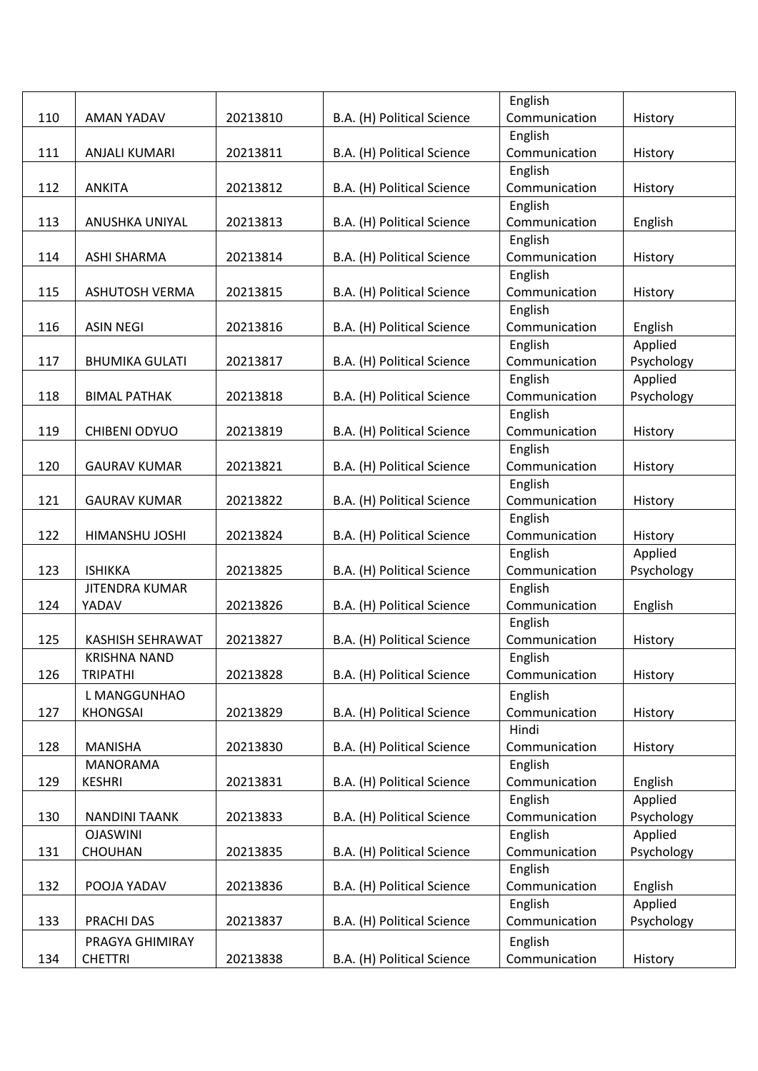| 110 | AMAN YADAV | 20213810 | B.A. (H) Political Science | English Communication | History |
|---|---|---|---|---|---|
| 111 | ANJALI KUMARI | 20213811 | B.A. (H) Political Science | English Communication | History |
| 112 | ANKITA | 20213812 | B.A. (H) Political Science | English Communication | History |
| 113 | ANUSHKA UNIYAL | 20213813 | B.A. (H) Political Science | English Communication | English |
| 114 | ASHI SHARMA | 20213814 | B.A. (H) Political Science | English Communication | History |
| 115 | ASHUTOSH VERMA | 20213815 | B.A. (H) Political Science | English Communication | History |
| 116 | ASIN NEGI | 20213816 | B.A. (H) Political Science | English Communication | English |
| 117 | BHUMIKA GULATI | 20213817 | B.A. (H) Political Science | English Communication | Applied Psychology |
| 118 | BIMAL PATHAK | 20213818 | B.A. (H) Political Science | English Communication | Applied Psychology |
| 119 | CHIBENI ODYUO | 20213819 | B.A. (H) Political Science | English Communication | History |
| 120 | GAURAV KUMAR | 20213821 | B.A. (H) Political Science | English Communication | History |
| 121 | GAURAV KUMAR | 20213822 | B.A. (H) Political Science | English Communication | History |
| 122 | HIMANSHU JOSHI | 20213824 | B.A. (H) Political Science | English Communication | History |
| 123 | ISHIKKA | 20213825 | B.A. (H) Political Science | English Communication | Applied Psychology |
| 124 | JITENDRA KUMAR YADAV | 20213826 | B.A. (H) Political Science | English Communication | English |
| 125 | KASHISH SEHRAWAT | 20213827 | B.A. (H) Political Science | English Communication | History |
| 126 | KRISHNA NAND TRIPATHI | 20213828 | B.A. (H) Political Science | English Communication | History |
| 127 | L MANGGUNHAO KHONGSAI | 20213829 | B.A. (H) Political Science | English Communication | History |
| 128 | MANISHA | 20213830 | B.A. (H) Political Science | Hindi Communication | History |
| 129 | MANORAMA KESHRI | 20213831 | B.A. (H) Political Science | English Communication | English |
| 130 | NANDINI TAANK | 20213833 | B.A. (H) Political Science | English Communication | Applied Psychology |
| 131 | OJASWINI CHOUHAN | 20213835 | B.A. (H) Political Science | English Communication | Applied Psychology |
| 132 | POOJA YADAV | 20213836 | B.A. (H) Political Science | English Communication | English |
| 133 | PRACHI DAS | 20213837 | B.A. (H) Political Science | English Communication | Applied Psychology |
| 134 | PRAGYA GHIMIRAY CHETTRI | 20213838 | B.A. (H) Political Science | English Communication | History |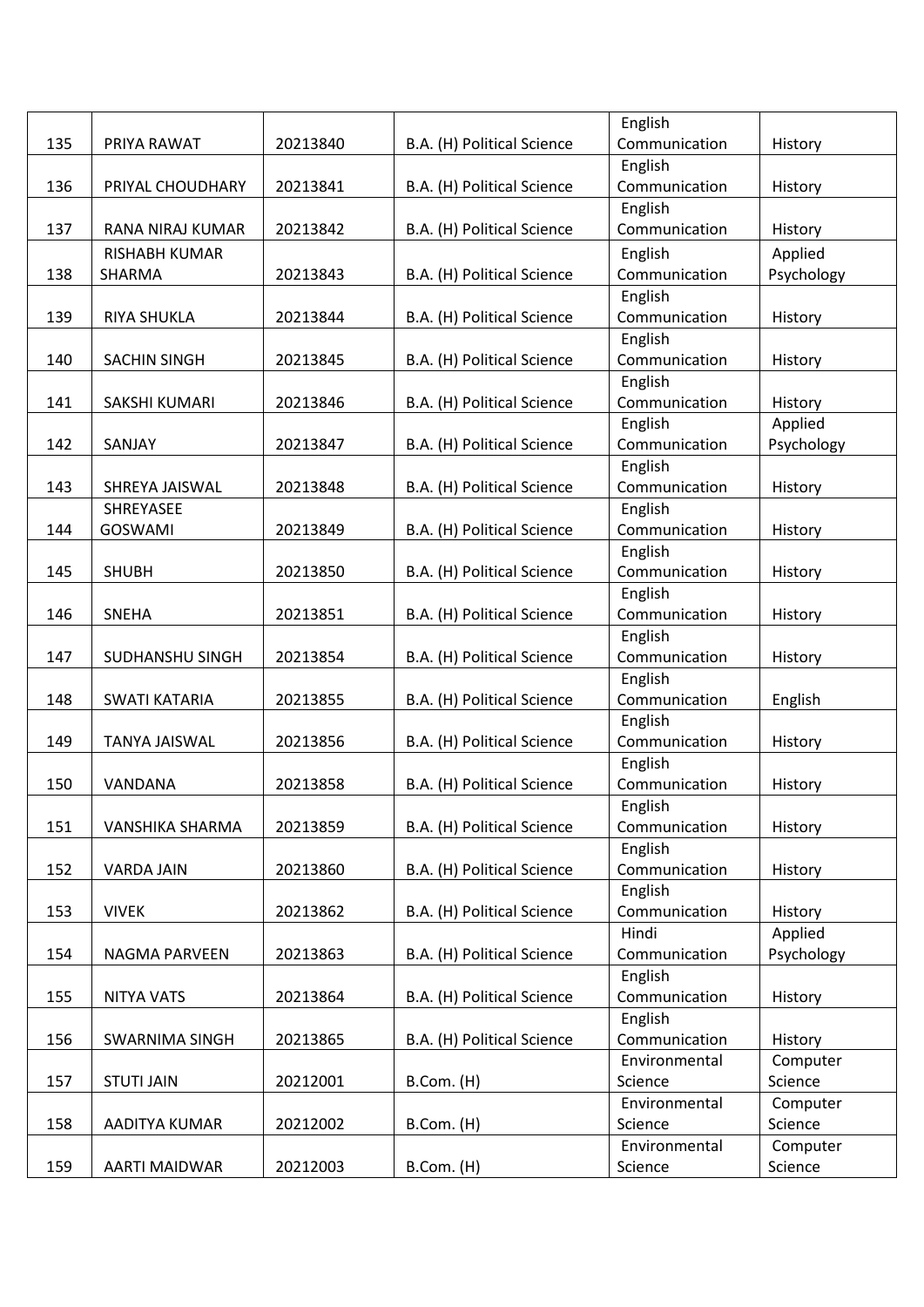| | | | | | |
|---|---|---|---|---|---|
| 135 | PRIYA RAWAT | 20213840 | B.A. (H) Political Science | English Communication | History |
| 136 | PRIYAL CHOUDHARY | 20213841 | B.A. (H) Political Science | English Communication | History |
| 137 | RANA NIRAJ KUMAR | 20213842 | B.A. (H) Political Science | English Communication | History |
| 138 | RISHABH KUMAR SHARMA | 20213843 | B.A. (H) Political Science | English Communication | Applied Psychology |
| 139 | RIYA SHUKLA | 20213844 | B.A. (H) Political Science | English Communication | History |
| 140 | SACHIN SINGH | 20213845 | B.A. (H) Political Science | English Communication | History |
| 141 | SAKSHI KUMARI | 20213846 | B.A. (H) Political Science | English Communication | History |
| 142 | SANJAY | 20213847 | B.A. (H) Political Science | English Communication | Applied Psychology |
| 143 | SHREYA JAISWAL | 20213848 | B.A. (H) Political Science | English Communication | History |
| 144 | SHREYASEE GOSWAMI | 20213849 | B.A. (H) Political Science | English Communication | History |
| 145 | SHUBH | 20213850 | B.A. (H) Political Science | English Communication | History |
| 146 | SNEHA | 20213851 | B.A. (H) Political Science | English Communication | History |
| 147 | SUDHANSHU SINGH | 20213854 | B.A. (H) Political Science | English Communication | History |
| 148 | SWATI KATARIA | 20213855 | B.A. (H) Political Science | English Communication | English |
| 149 | TANYA JAISWAL | 20213856 | B.A. (H) Political Science | English Communication | History |
| 150 | VANDANA | 20213858 | B.A. (H) Political Science | English Communication | History |
| 151 | VANSHIKA SHARMA | 20213859 | B.A. (H) Political Science | English Communication | History |
| 152 | VARDA JAIN | 20213860 | B.A. (H) Political Science | English Communication | History |
| 153 | VIVEK | 20213862 | B.A. (H) Political Science | English Communication | History |
| 154 | NAGMA PARVEEN | 20213863 | B.A. (H) Political Science | Hindi Communication | Applied Psychology |
| 155 | NITYA VATS | 20213864 | B.A. (H) Political Science | English Communication | History |
| 156 | SWARNIMA SINGH | 20213865 | B.A. (H) Political Science | English Communication | History |
| 157 | STUTI JAIN | 20212001 | B.Com. (H) | Environmental Science | Computer Science |
| 158 | AADITYA KUMAR | 20212002 | B.Com. (H) | Environmental Science | Computer Science |
| 159 | AARTI MAIDWAR | 20212003 | B.Com. (H) | Environmental Science | Computer Science |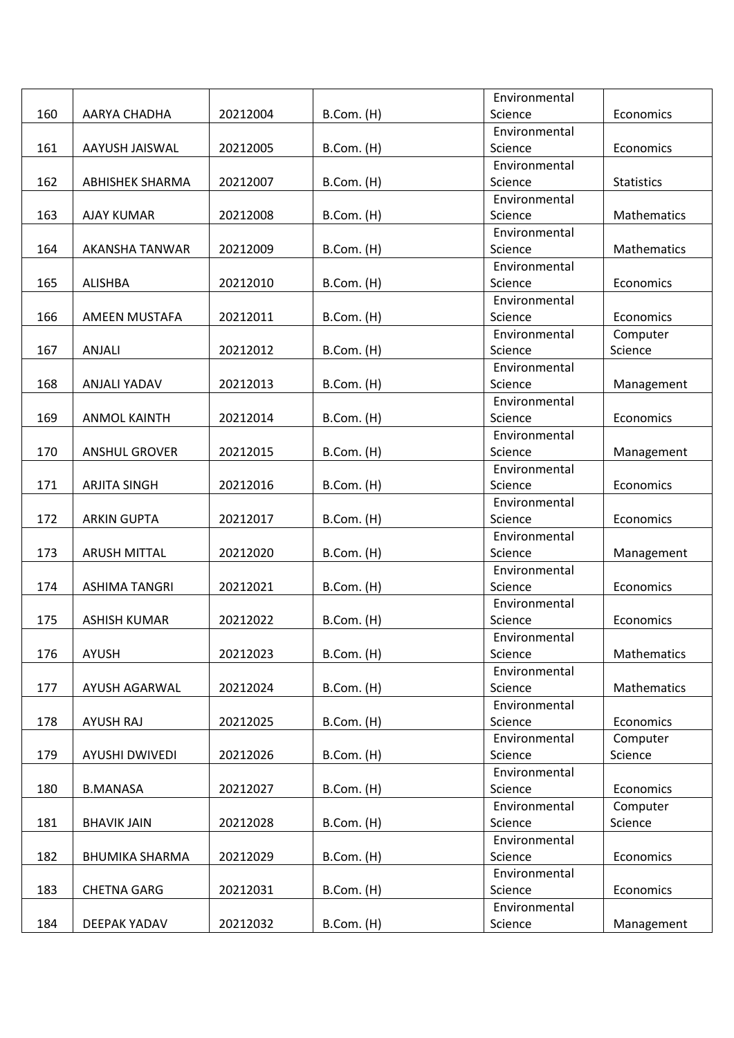| 160 | AARYA CHADHA | 20212004 | B.Com. (H) | Environmental Science | Economics |
|---|---|---|---|---|---|
| 161 | AAYUSH JAISWAL | 20212005 | B.Com. (H) | Environmental Science | Economics |
| 162 | ABHISHEK SHARMA | 20212007 | B.Com. (H) | Environmental Science | Statistics |
| 163 | AJAY KUMAR | 20212008 | B.Com. (H) | Environmental Science | Mathematics |
| 164 | AKANSHA TANWAR | 20212009 | B.Com. (H) | Environmental Science | Mathematics |
| 165 | ALISHBA | 20212010 | B.Com. (H) | Environmental Science | Economics |
| 166 | AMEEN MUSTAFA | 20212011 | B.Com. (H) | Environmental Science | Economics |
| 167 | ANJALI | 20212012 | B.Com. (H) | Environmental Science | Computer Science |
| 168 | ANJALI YADAV | 20212013 | B.Com. (H) | Environmental Science | Management |
| 169 | ANMOL KAINTH | 20212014 | B.Com. (H) | Environmental Science | Economics |
| 170 | ANSHUL GROVER | 20212015 | B.Com. (H) | Environmental Science | Management |
| 171 | ARJITA SINGH | 20212016 | B.Com. (H) | Environmental Science | Economics |
| 172 | ARKIN GUPTA | 20212017 | B.Com. (H) | Environmental Science | Economics |
| 173 | ARUSH MITTAL | 20212020 | B.Com. (H) | Environmental Science | Management |
| 174 | ASHIMA TANGRI | 20212021 | B.Com. (H) | Environmental Science | Economics |
| 175 | ASHISH KUMAR | 20212022 | B.Com. (H) | Environmental Science | Economics |
| 176 | AYUSH | 20212023 | B.Com. (H) | Environmental Science | Mathematics |
| 177 | AYUSH AGARWAL | 20212024 | B.Com. (H) | Environmental Science | Mathematics |
| 178 | AYUSH RAJ | 20212025 | B.Com. (H) | Environmental Science | Economics |
| 179 | AYUSHI DWIVEDI | 20212026 | B.Com. (H) | Environmental Science | Computer Science |
| 180 | B.MANASA | 20212027 | B.Com. (H) | Environmental Science | Economics |
| 181 | BHAVIK JAIN | 20212028 | B.Com. (H) | Environmental Science | Computer Science |
| 182 | BHUMIKA SHARMA | 20212029 | B.Com. (H) | Environmental Science | Economics |
| 183 | CHETNA GARG | 20212031 | B.Com. (H) | Environmental Science | Economics |
| 184 | DEEPAK YADAV | 20212032 | B.Com. (H) | Environmental Science | Management |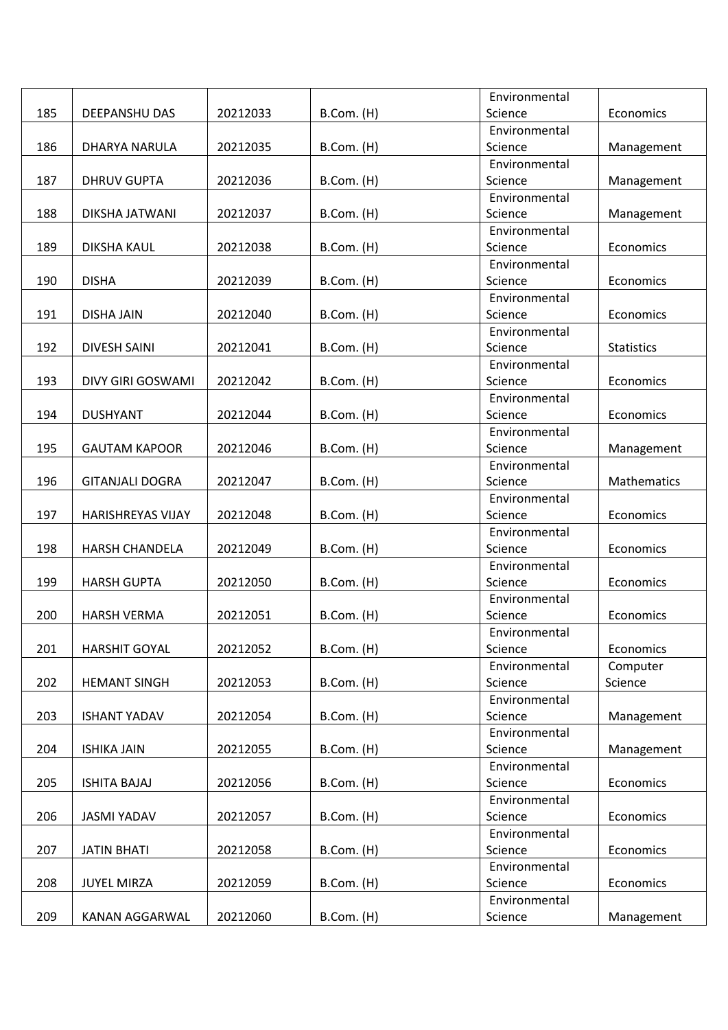| 185 | DEEPANSHU DAS | 20212033 | B.Com. (H) | Environmental Science | Economics |
|---|---|---|---|---|---|
| 186 | DHARYA NARULA | 20212035 | B.Com. (H) | Environmental Science | Management |
| 187 | DHRUV GUPTA | 20212036 | B.Com. (H) | Environmental Science | Management |
| 188 | DIKSHA JATWANI | 20212037 | B.Com. (H) | Environmental Science | Management |
| 189 | DIKSHA KAUL | 20212038 | B.Com. (H) | Environmental Science | Economics |
| 190 | DISHA | 20212039 | B.Com. (H) | Environmental Science | Economics |
| 191 | DISHA JAIN | 20212040 | B.Com. (H) | Environmental Science | Economics |
| 192 | DIVESH SAINI | 20212041 | B.Com. (H) | Environmental Science | Statistics |
| 193 | DIVY GIRI GOSWAMI | 20212042 | B.Com. (H) | Environmental Science | Economics |
| 194 | DUSHYANT | 20212044 | B.Com. (H) | Environmental Science | Economics |
| 195 | GAUTAM KAPOOR | 20212046 | B.Com. (H) | Environmental Science | Management |
| 196 | GITANJALI DOGRA | 20212047 | B.Com. (H) | Environmental Science | Mathematics |
| 197 | HARISHREYAS VIJAY | 20212048 | B.Com. (H) | Environmental Science | Economics |
| 198 | HARSH CHANDELA | 20212049 | B.Com. (H) | Environmental Science | Economics |
| 199 | HARSH GUPTA | 20212050 | B.Com. (H) | Environmental Science | Economics |
| 200 | HARSH VERMA | 20212051 | B.Com. (H) | Environmental Science | Economics |
| 201 | HARSHIT GOYAL | 20212052 | B.Com. (H) | Environmental Science | Economics |
| 202 | HEMANT SINGH | 20212053 | B.Com. (H) | Environmental Science | Computer Science |
| 203 | ISHANT YADAV | 20212054 | B.Com. (H) | Environmental Science | Management |
| 204 | ISHIKA JAIN | 20212055 | B.Com. (H) | Environmental Science | Management |
| 205 | ISHITA BAJAJ | 20212056 | B.Com. (H) | Environmental Science | Economics |
| 206 | JASMI YADAV | 20212057 | B.Com. (H) | Environmental Science | Economics |
| 207 | JATIN BHATI | 20212058 | B.Com. (H) | Environmental Science | Economics |
| 208 | JUYEL MIRZA | 20212059 | B.Com. (H) | Environmental Science | Economics |
| 209 | KANAN AGGARWAL | 20212060 | B.Com. (H) | Environmental Science | Management |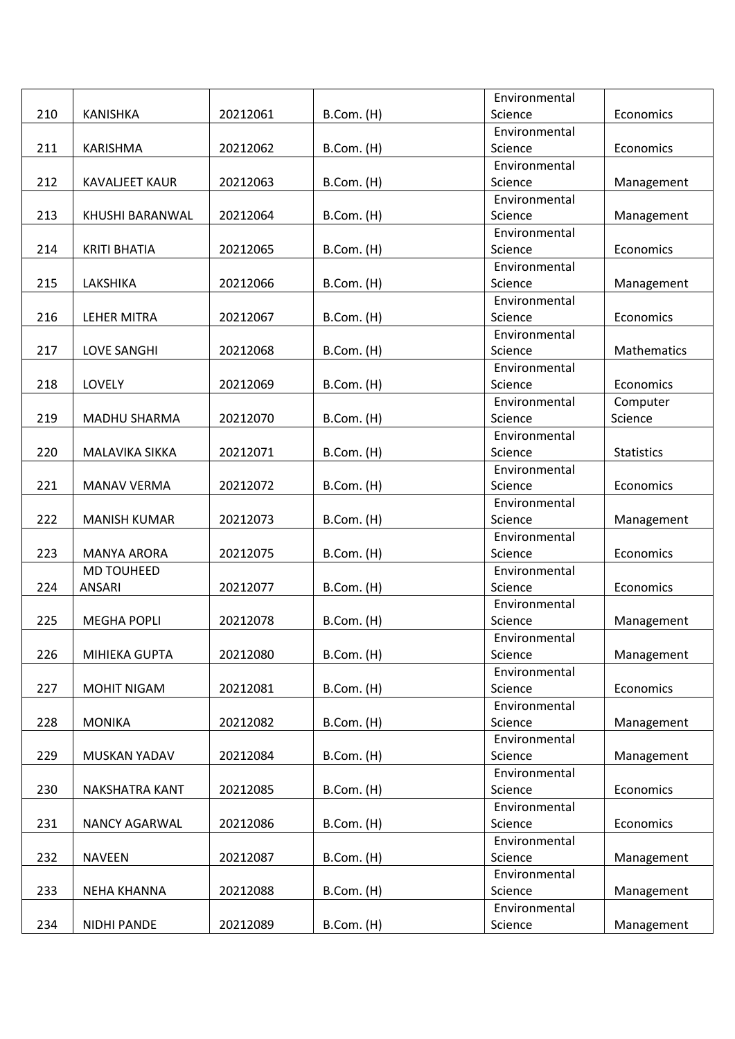| 210 | KANISHKA | 20212061 | B.Com. (H) | Environmental Science | Economics |
|---|---|---|---|---|---|
| 211 | KARISHMA | 20212062 | B.Com. (H) | Environmental Science | Economics |
| 212 | KAVALJEET KAUR | 20212063 | B.Com. (H) | Environmental Science | Management |
| 213 | KHUSHI BARANWAL | 20212064 | B.Com. (H) | Environmental Science | Management |
| 214 | KRITI BHATIA | 20212065 | B.Com. (H) | Environmental Science | Economics |
| 215 | LAKSHIKA | 20212066 | B.Com. (H) | Environmental Science | Management |
| 216 | LEHER MITRA | 20212067 | B.Com. (H) | Environmental Science | Economics |
| 217 | LOVE SANGHI | 20212068 | B.Com. (H) | Environmental Science | Mathematics |
| 218 | LOVELY | 20212069 | B.Com. (H) | Environmental Science | Economics |
| 219 | MADHU SHARMA | 20212070 | B.Com. (H) | Environmental Science | Computer Science |
| 220 | MALAVIKA SIKKA | 20212071 | B.Com. (H) | Environmental Science | Statistics |
| 221 | MANAV VERMA | 20212072 | B.Com. (H) | Environmental Science | Economics |
| 222 | MANISH KUMAR | 20212073 | B.Com. (H) | Environmental Science | Management |
| 223 | MANYA ARORA | 20212075 | B.Com. (H) | Environmental Science | Economics |
| 224 | MD TOUHEED ANSARI | 20212077 | B.Com. (H) | Environmental Science | Economics |
| 225 | MEGHA POPLI | 20212078 | B.Com. (H) | Environmental Science | Management |
| 226 | MIHIEKA GUPTA | 20212080 | B.Com. (H) | Environmental Science | Management |
| 227 | MOHIT NIGAM | 20212081 | B.Com. (H) | Environmental Science | Economics |
| 228 | MONIKA | 20212082 | B.Com. (H) | Environmental Science | Management |
| 229 | MUSKAN YADAV | 20212084 | B.Com. (H) | Environmental Science | Management |
| 230 | NAKSHATRA KANT | 20212085 | B.Com. (H) | Environmental Science | Economics |
| 231 | NANCY AGARWAL | 20212086 | B.Com. (H) | Environmental Science | Economics |
| 232 | NAVEEN | 20212087 | B.Com. (H) | Environmental Science | Management |
| 233 | NEHA KHANNA | 20212088 | B.Com. (H) | Environmental Science | Management |
| 234 | NIDHI PANDE | 20212089 | B.Com. (H) | Environmental Science | Management |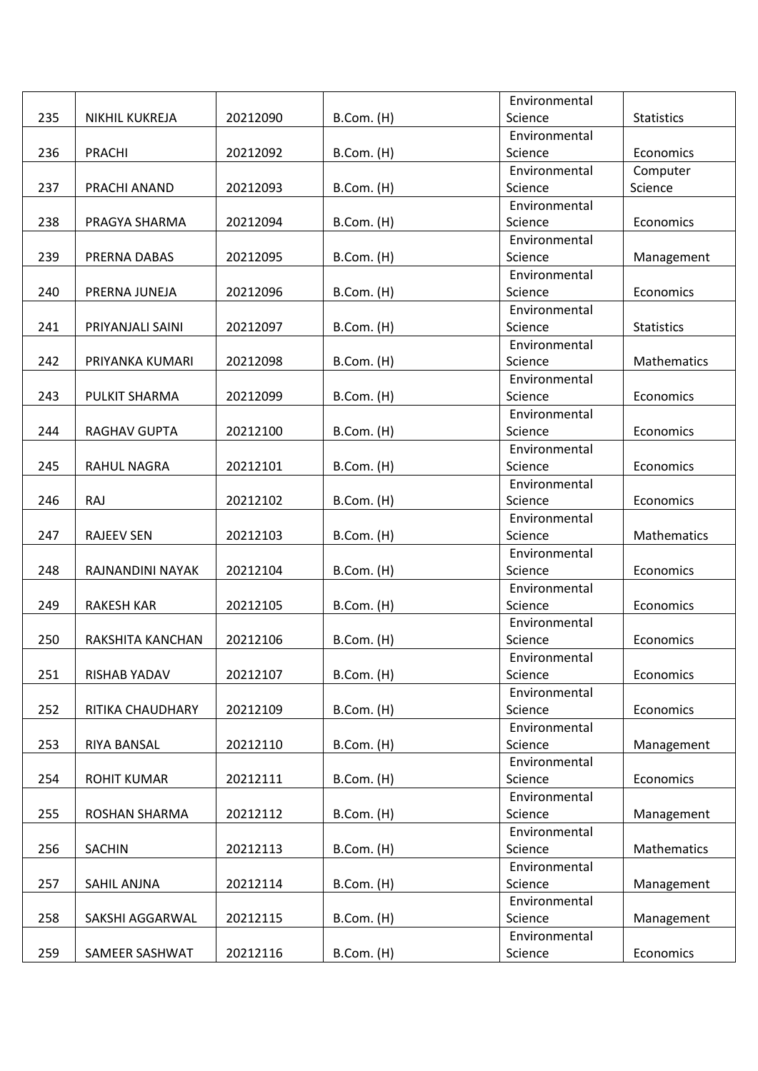| | | | | | |
|---|---|---|---|---|---|
| 235 | NIKHIL KUKREJA | 20212090 | B.Com. (H) | Environmental Science | Statistics |
| 236 | PRACHI | 20212092 | B.Com. (H) | Environmental Science | Economics |
| 237 | PRACHI ANAND | 20212093 | B.Com. (H) | Environmental Science | Computer Science |
| 238 | PRAGYA SHARMA | 20212094 | B.Com. (H) | Environmental Science | Economics |
| 239 | PRERNA DABAS | 20212095 | B.Com. (H) | Environmental Science | Management |
| 240 | PRERNA JUNEJA | 20212096 | B.Com. (H) | Environmental Science | Economics |
| 241 | PRIYANJALI SAINI | 20212097 | B.Com. (H) | Environmental Science | Statistics |
| 242 | PRIYANKA KUMARI | 20212098 | B.Com. (H) | Environmental Science | Mathematics |
| 243 | PULKIT SHARMA | 20212099 | B.Com. (H) | Environmental Science | Economics |
| 244 | RAGHAV GUPTA | 20212100 | B.Com. (H) | Environmental Science | Economics |
| 245 | RAHUL NAGRA | 20212101 | B.Com. (H) | Environmental Science | Economics |
| 246 | RAJ | 20212102 | B.Com. (H) | Environmental Science | Economics |
| 247 | RAJEEV SEN | 20212103 | B.Com. (H) | Environmental Science | Mathematics |
| 248 | RAJNANDINI NAYAK | 20212104 | B.Com. (H) | Environmental Science | Economics |
| 249 | RAKESH KAR | 20212105 | B.Com. (H) | Environmental Science | Economics |
| 250 | RAKSHITA KANCHAN | 20212106 | B.Com. (H) | Environmental Science | Economics |
| 251 | RISHAB YADAV | 20212107 | B.Com. (H) | Environmental Science | Economics |
| 252 | RITIKA CHAUDHARY | 20212109 | B.Com. (H) | Environmental Science | Economics |
| 253 | RIYA BANSAL | 20212110 | B.Com. (H) | Environmental Science | Management |
| 254 | ROHIT KUMAR | 20212111 | B.Com. (H) | Environmental Science | Economics |
| 255 | ROSHAN SHARMA | 20212112 | B.Com. (H) | Environmental Science | Management |
| 256 | SACHIN | 20212113 | B.Com. (H) | Environmental Science | Mathematics |
| 257 | SAHIL ANJNA | 20212114 | B.Com. (H) | Environmental Science | Management |
| 258 | SAKSHI AGGARWAL | 20212115 | B.Com. (H) | Environmental Science | Management |
| 259 | SAMEER SASHWAT | 20212116 | B.Com. (H) | Environmental Science | Economics |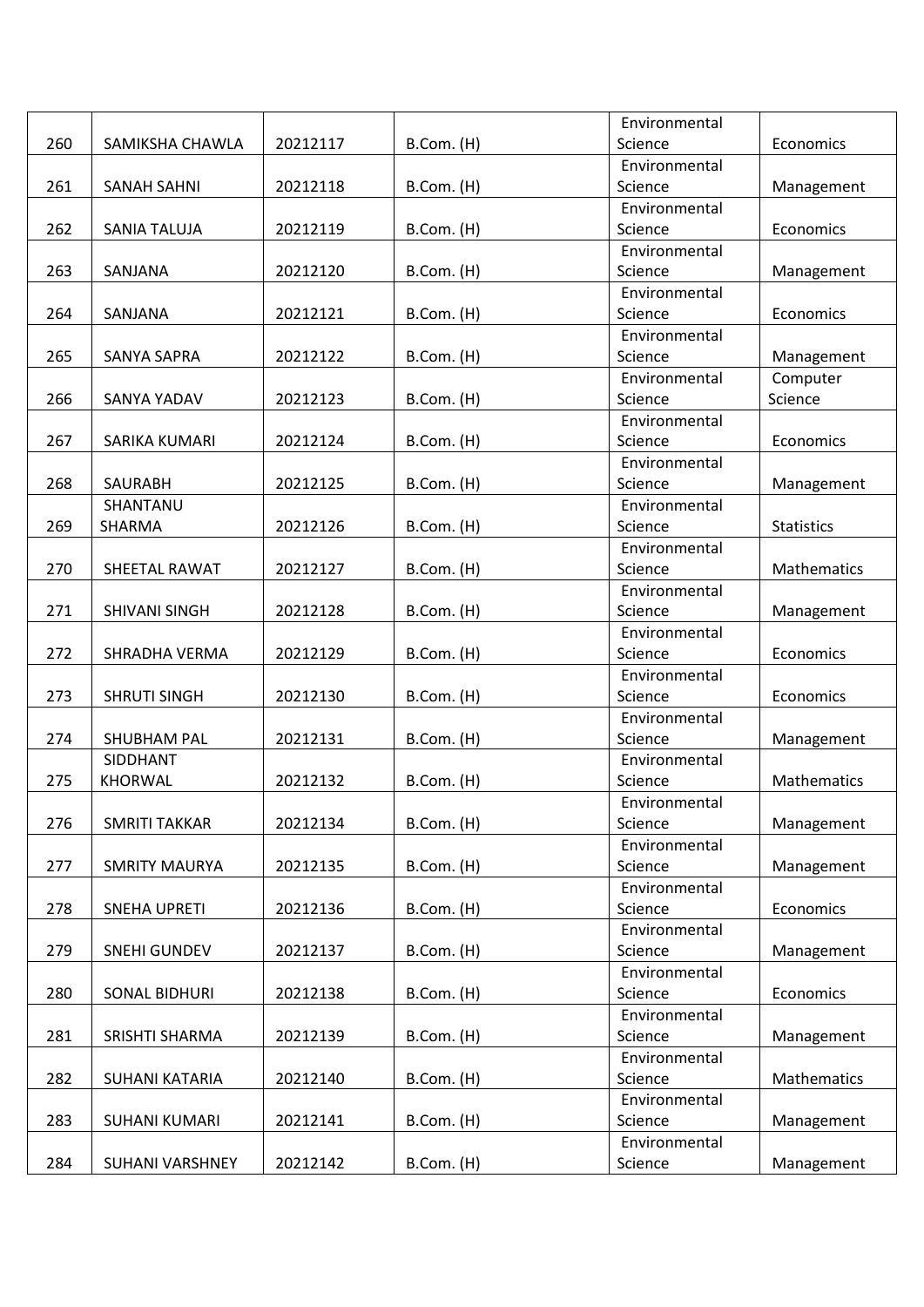| | | | | | |
|---|---|---|---|---|---|
| 260 | SAMIKSHA CHAWLA | 20212117 | B.Com. (H) | Environmental Science | Economics |
| 261 | SANAH SAHNI | 20212118 | B.Com. (H) | Environmental Science | Management |
| 262 | SANIA TALUJA | 20212119 | B.Com. (H) | Environmental Science | Economics |
| 263 | SANJANA | 20212120 | B.Com. (H) | Environmental Science | Management |
| 264 | SANJANA | 20212121 | B.Com. (H) | Environmental Science | Economics |
| 265 | SANYA SAPRA | 20212122 | B.Com. (H) | Environmental Science | Management |
| 266 | SANYA YADAV | 20212123 | B.Com. (H) | Environmental Science | Computer Science |
| 267 | SARIKA KUMARI | 20212124 | B.Com. (H) | Environmental Science | Economics |
| 268 | SAURABH | 20212125 | B.Com. (H) | Environmental Science | Management |
| 269 | SHANTANU SHARMA | 20212126 | B.Com. (H) | Environmental Science | Statistics |
| 270 | SHEETAL RAWAT | 20212127 | B.Com. (H) | Environmental Science | Mathematics |
| 271 | SHIVANI SINGH | 20212128 | B.Com. (H) | Environmental Science | Management |
| 272 | SHRADHA VERMA | 20212129 | B.Com. (H) | Environmental Science | Economics |
| 273 | SHRUTI SINGH | 20212130 | B.Com. (H) | Environmental Science | Economics |
| 274 | SHUBHAM PAL | 20212131 | B.Com. (H) | Environmental Science | Management |
| 275 | SIDDHANT KHORWAL | 20212132 | B.Com. (H) | Environmental Science | Mathematics |
| 276 | SMRITI TAKKAR | 20212134 | B.Com. (H) | Environmental Science | Management |
| 277 | SMRITY MAURYA | 20212135 | B.Com. (H) | Environmental Science | Management |
| 278 | SNEHA UPRETI | 20212136 | B.Com. (H) | Environmental Science | Economics |
| 279 | SNEHI GUNDEV | 20212137 | B.Com. (H) | Environmental Science | Management |
| 280 | SONAL BIDHURI | 20212138 | B.Com. (H) | Environmental Science | Economics |
| 281 | SRISHTI SHARMA | 20212139 | B.Com. (H) | Environmental Science | Management |
| 282 | SUHANI KATARIA | 20212140 | B.Com. (H) | Environmental Science | Mathematics |
| 283 | SUHANI KUMARI | 20212141 | B.Com. (H) | Environmental Science | Management |
| 284 | SUHANI VARSHNEY | 20212142 | B.Com. (H) | Environmental Science | Management |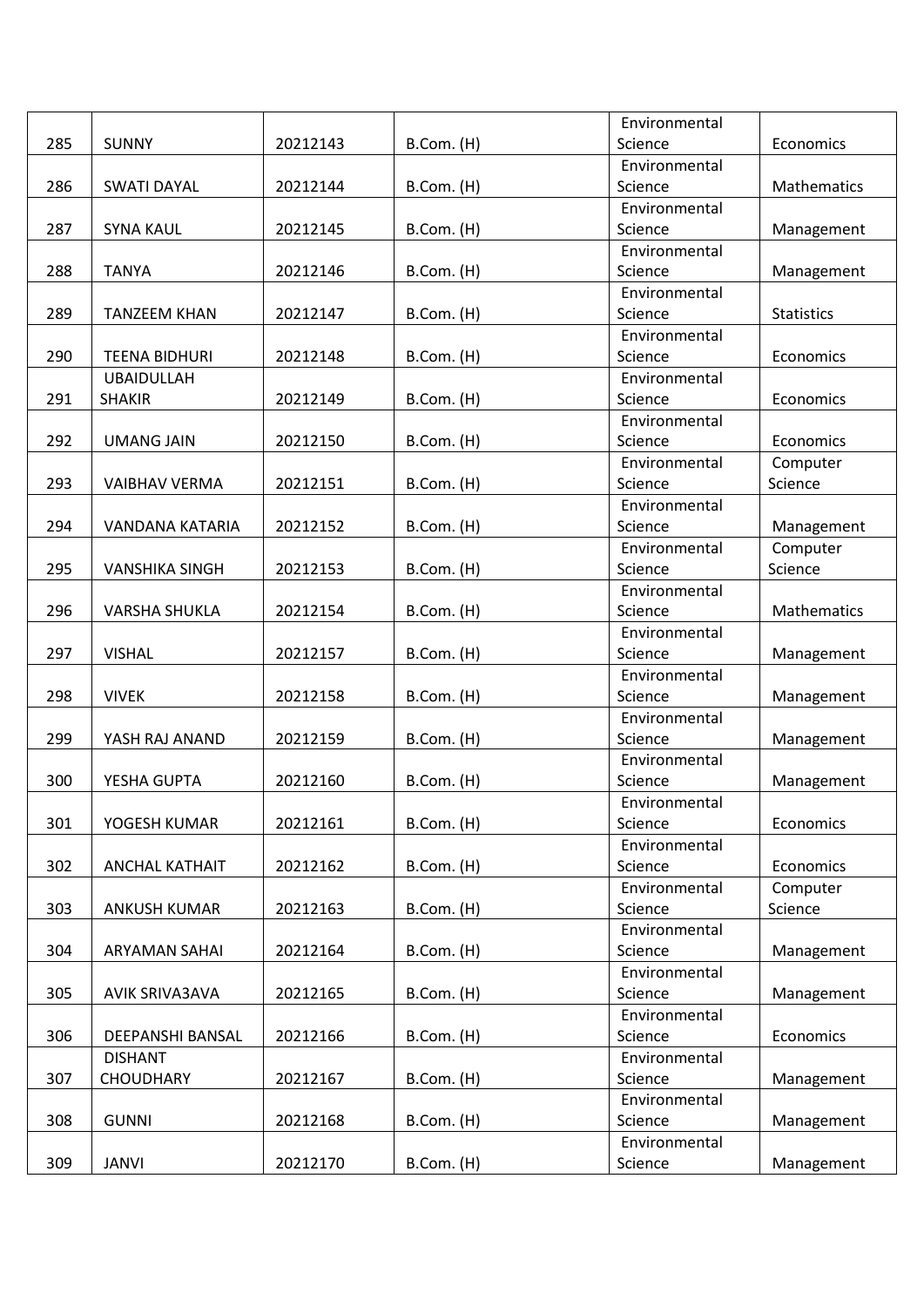| 285 | SUNNY | 20212143 | B.Com. (H) | Environmental Science | Economics |
|---|---|---|---|---|---|
| 286 | SWATI DAYAL | 20212144 | B.Com. (H) | Environmental Science | Mathematics |
| 287 | SYNA KAUL | 20212145 | B.Com. (H) | Environmental Science | Management |
| 288 | TANYA | 20212146 | B.Com. (H) | Environmental Science | Management |
| 289 | TANZEEM KHAN | 20212147 | B.Com. (H) | Environmental Science | Statistics |
| 290 | TEENA BIDHURI | 20212148 | B.Com. (H) | Environmental Science | Economics |
| 291 | UBAIDULLAH SHAKIR | 20212149 | B.Com. (H) | Environmental Science | Economics |
| 292 | UMANG JAIN | 20212150 | B.Com. (H) | Environmental Science | Economics |
| 293 | VAIBHAV VERMA | 20212151 | B.Com. (H) | Environmental Science | Computer Science |
| 294 | VANDANA KATARIA | 20212152 | B.Com. (H) | Environmental Science | Management |
| 295 | VANSHIKA SINGH | 20212153 | B.Com. (H) | Environmental Science | Computer Science |
| 296 | VARSHA SHUKLA | 20212154 | B.Com. (H) | Environmental Science | Mathematics |
| 297 | VISHAL | 20212157 | B.Com. (H) | Environmental Science | Management |
| 298 | VIVEK | 20212158 | B.Com. (H) | Environmental Science | Management |
| 299 | YASH RAJ ANAND | 20212159 | B.Com. (H) | Environmental Science | Management |
| 300 | YESHA GUPTA | 20212160 | B.Com. (H) | Environmental Science | Management |
| 301 | YOGESH KUMAR | 20212161 | B.Com. (H) | Environmental Science | Economics |
| 302 | ANCHAL KATHAIT | 20212162 | B.Com. (H) | Environmental Science | Economics |
| 303 | ANKUSH KUMAR | 20212163 | B.Com. (H) | Environmental Science | Computer Science |
| 304 | ARYAMAN SAHAI | 20212164 | B.Com. (H) | Environmental Science | Management |
| 305 | AVIK SRIVA3AVA | 20212165 | B.Com. (H) | Environmental Science | Management |
| 306 | DEEPANSHI BANSAL | 20212166 | B.Com. (H) | Environmental Science | Economics |
| 307 | DISHANT CHOUDHARY | 20212167 | B.Com. (H) | Environmental Science | Management |
| 308 | GUNNI | 20212168 | B.Com. (H) | Environmental Science | Management |
| 309 | JANVI | 20212170 | B.Com. (H) | Environmental Science | Management |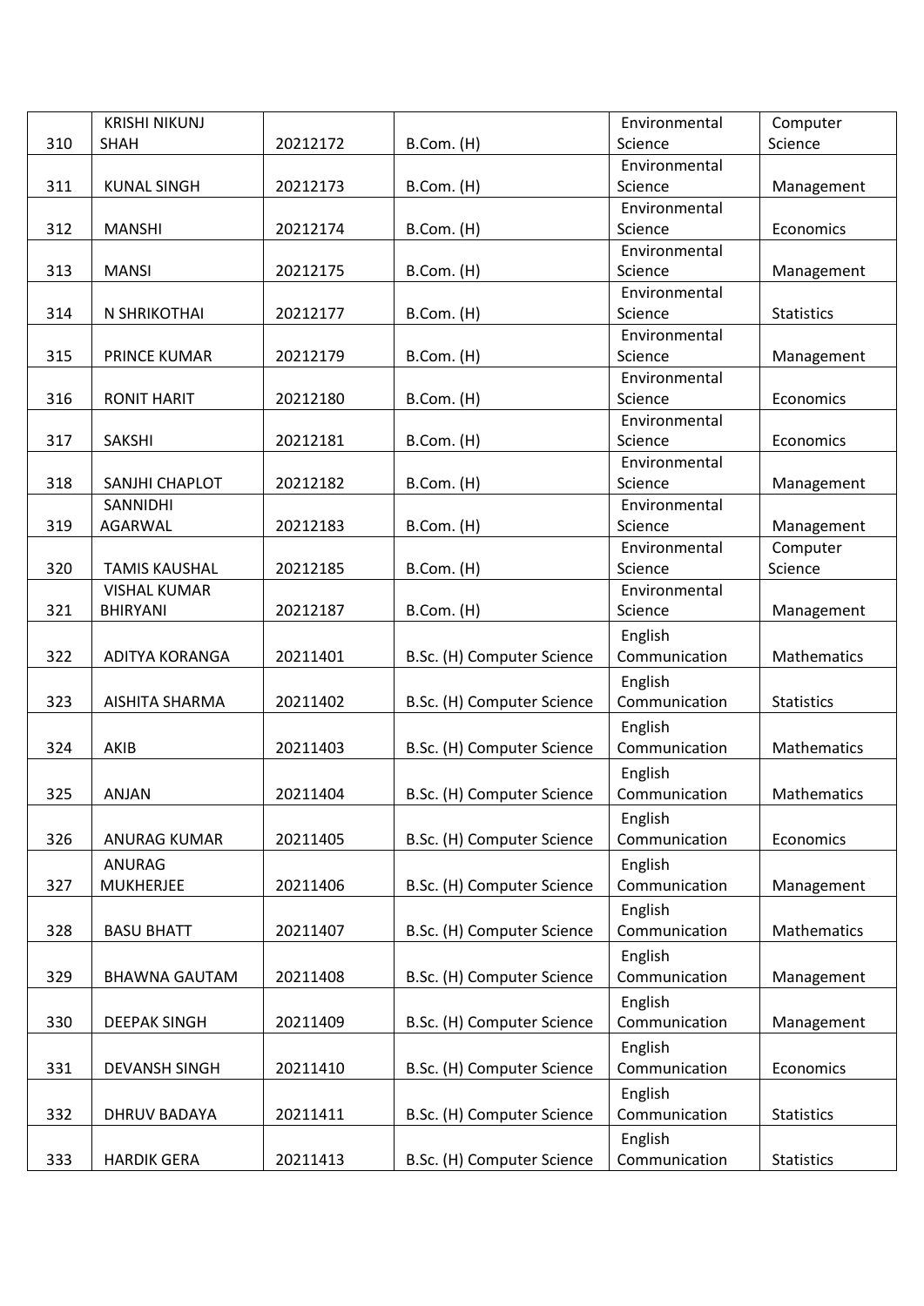| 310 | KRISHI NIKUNJ SHAH | 20212172 | B.Com. (H) | Environmental Science | Computer Science |
|---|---|---|---|---|---|
| 311 | KUNAL SINGH | 20212173 | B.Com. (H) | Environmental Science | Management |
| 312 | MANSHI | 20212174 | B.Com. (H) | Environmental Science | Economics |
| 313 | MANSI | 20212175 | B.Com. (H) | Environmental Science | Management |
| 314 | N SHRIKOTHAI | 20212177 | B.Com. (H) | Environmental Science | Statistics |
| 315 | PRINCE KUMAR | 20212179 | B.Com. (H) | Environmental Science | Management |
| 316 | RONIT HARIT | 20212180 | B.Com. (H) | Environmental Science | Economics |
| 317 | SAKSHI | 20212181 | B.Com. (H) | Environmental Science | Economics |
| 318 | SANJHI CHAPLOT | 20212182 | B.Com. (H) | Environmental Science | Management |
| 319 | SANNIDHI AGARWAL | 20212183 | B.Com. (H) | Environmental Science | Management |
| 320 | TAMIS KAUSHAL | 20212185 | B.Com. (H) | Environmental Science | Computer Science |
| 321 | VISHAL KUMAR BHIRYANI | 20212187 | B.Com. (H) | Environmental Science | Management |
| 322 | ADITYA KORANGA | 20211401 | B.Sc. (H) Computer Science | English Communication | Mathematics |
| 323 | AISHITA SHARMA | 20211402 | B.Sc. (H) Computer Science | English Communication | Statistics |
| 324 | AKIB | 20211403 | B.Sc. (H) Computer Science | English Communication | Mathematics |
| 325 | ANJAN | 20211404 | B.Sc. (H) Computer Science | English Communication | Mathematics |
| 326 | ANURAG KUMAR | 20211405 | B.Sc. (H) Computer Science | English Communication | Economics |
| 327 | ANURAG MUKHERJEE | 20211406 | B.Sc. (H) Computer Science | English Communication | Management |
| 328 | BASU BHATT | 20211407 | B.Sc. (H) Computer Science | English Communication | Mathematics |
| 329 | BHAWNA GAUTAM | 20211408 | B.Sc. (H) Computer Science | English Communication | Management |
| 330 | DEEPAK SINGH | 20211409 | B.Sc. (H) Computer Science | English Communication | Management |
| 331 | DEVANSH SINGH | 20211410 | B.Sc. (H) Computer Science | English Communication | Economics |
| 332 | DHRUV BADAYA | 20211411 | B.Sc. (H) Computer Science | English Communication | Statistics |
| 333 | HARDIK GERA | 20211413 | B.Sc. (H) Computer Science | English Communication | Statistics |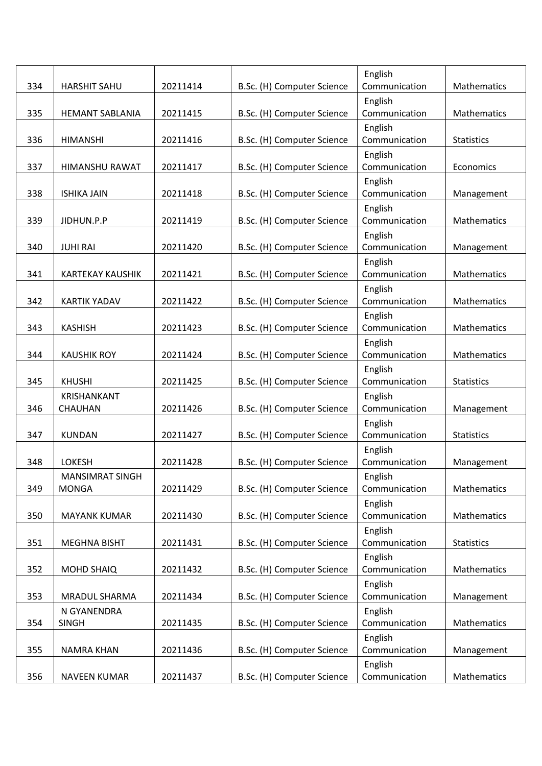| | | | | | |
|---|---|---|---|---|---|
| 334 | HARSHIT SAHU | 20211414 | B.Sc. (H) Computer Science | English Communication | Mathematics |
| 335 | HEMANT SABLANIA | 20211415 | B.Sc. (H) Computer Science | English Communication | Mathematics |
| 336 | HIMANSHI | 20211416 | B.Sc. (H) Computer Science | English Communication | Statistics |
| 337 | HIMANSHU RAWAT | 20211417 | B.Sc. (H) Computer Science | English Communication | Economics |
| 338 | ISHIKA JAIN | 20211418 | B.Sc. (H) Computer Science | English Communication | Management |
| 339 | JIDHUN.P.P | 20211419 | B.Sc. (H) Computer Science | English Communication | Mathematics |
| 340 | JUHI RAI | 20211420 | B.Sc. (H) Computer Science | English Communication | Management |
| 341 | KARTEKAY KAUSHIK | 20211421 | B.Sc. (H) Computer Science | English Communication | Mathematics |
| 342 | KARTIK YADAV | 20211422 | B.Sc. (H) Computer Science | English Communication | Mathematics |
| 343 | KASHISH | 20211423 | B.Sc. (H) Computer Science | English Communication | Mathematics |
| 344 | KAUSHIK ROY | 20211424 | B.Sc. (H) Computer Science | English Communication | Mathematics |
| 345 | KHUSHI | 20211425 | B.Sc. (H) Computer Science | English Communication | Statistics |
| 346 | KRISHANKANT CHAUHAN | 20211426 | B.Sc. (H) Computer Science | English Communication | Management |
| 347 | KUNDAN | 20211427 | B.Sc. (H) Computer Science | English Communication | Statistics |
| 348 | LOKESH | 20211428 | B.Sc. (H) Computer Science | English Communication | Management |
| 349 | MANSIMRAT SINGH MONGA | 20211429 | B.Sc. (H) Computer Science | English Communication | Mathematics |
| 350 | MAYANK KUMAR | 20211430 | B.Sc. (H) Computer Science | English Communication | Mathematics |
| 351 | MEGHNA BISHT | 20211431 | B.Sc. (H) Computer Science | English Communication | Statistics |
| 352 | MOHD SHAIQ | 20211432 | B.Sc. (H) Computer Science | English Communication | Mathematics |
| 353 | MRADUL SHARMA | 20211434 | B.Sc. (H) Computer Science | English Communication | Management |
| 354 | N GYANENDRA SINGH | 20211435 | B.Sc. (H) Computer Science | English Communication | Mathematics |
| 355 | NAMRA KHAN | 20211436 | B.Sc. (H) Computer Science | English Communication | Management |
| 356 | NAVEEN KUMAR | 20211437 | B.Sc. (H) Computer Science | English Communication | Mathematics |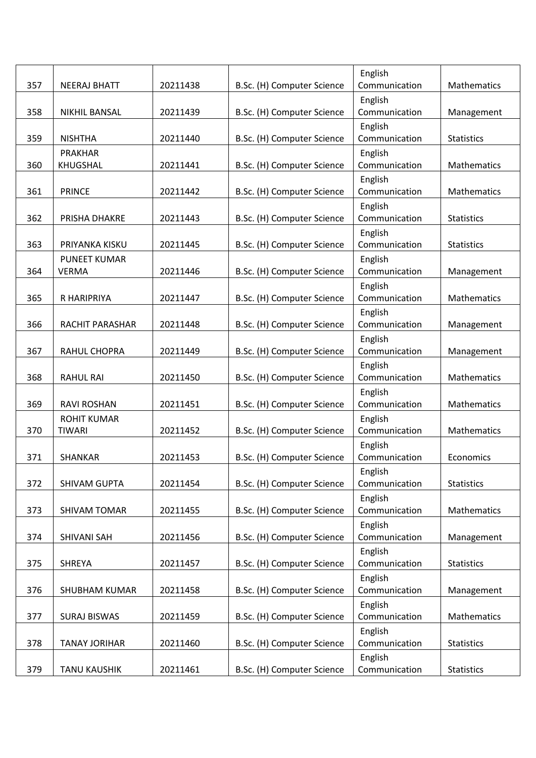| 357 | NEERAJ BHATT | 20211438 | B.Sc. (H) Computer Science | English Communication | Mathematics |
|---|---|---|---|---|---|
| 358 | NIKHIL BANSAL | 20211439 | B.Sc. (H) Computer Science | English Communication | Management |
| 359 | NISHTHA | 20211440 | B.Sc. (H) Computer Science | English Communication | Statistics |
| 360 | PRAKHAR KHUGSHAL | 20211441 | B.Sc. (H) Computer Science | English Communication | Mathematics |
| 361 | PRINCE | 20211442 | B.Sc. (H) Computer Science | English Communication | Mathematics |
| 362 | PRISHA DHAKRE | 20211443 | B.Sc. (H) Computer Science | English Communication | Statistics |
| 363 | PRIYANKA KISKU | 20211445 | B.Sc. (H) Computer Science | English Communication | Statistics |
| 364 | PUNEET KUMAR VERMA | 20211446 | B.Sc. (H) Computer Science | English Communication | Management |
| 365 | R HARIPRIYA | 20211447 | B.Sc. (H) Computer Science | English Communication | Mathematics |
| 366 | RACHIT PARASHAR | 20211448 | B.Sc. (H) Computer Science | English Communication | Management |
| 367 | RAHUL CHOPRA | 20211449 | B.Sc. (H) Computer Science | English Communication | Management |
| 368 | RAHUL RAI | 20211450 | B.Sc. (H) Computer Science | English Communication | Mathematics |
| 369 | RAVI ROSHAN | 20211451 | B.Sc. (H) Computer Science | English Communication | Mathematics |
| 370 | ROHIT KUMAR TIWARI | 20211452 | B.Sc. (H) Computer Science | English Communication | Mathematics |
| 371 | SHANKAR | 20211453 | B.Sc. (H) Computer Science | English Communication | Economics |
| 372 | SHIVAM GUPTA | 20211454 | B.Sc. (H) Computer Science | English Communication | Statistics |
| 373 | SHIVAM TOMAR | 20211455 | B.Sc. (H) Computer Science | English Communication | Mathematics |
| 374 | SHIVANI SAH | 20211456 | B.Sc. (H) Computer Science | English Communication | Management |
| 375 | SHREYA | 20211457 | B.Sc. (H) Computer Science | English Communication | Statistics |
| 376 | SHUBHAM KUMAR | 20211458 | B.Sc. (H) Computer Science | English Communication | Management |
| 377 | SURAJ BISWAS | 20211459 | B.Sc. (H) Computer Science | English Communication | Mathematics |
| 378 | TANAY JORIHAR | 20211460 | B.Sc. (H) Computer Science | English Communication | Statistics |
| 379 | TANU KAUSHIK | 20211461 | B.Sc. (H) Computer Science | English Communication | Statistics |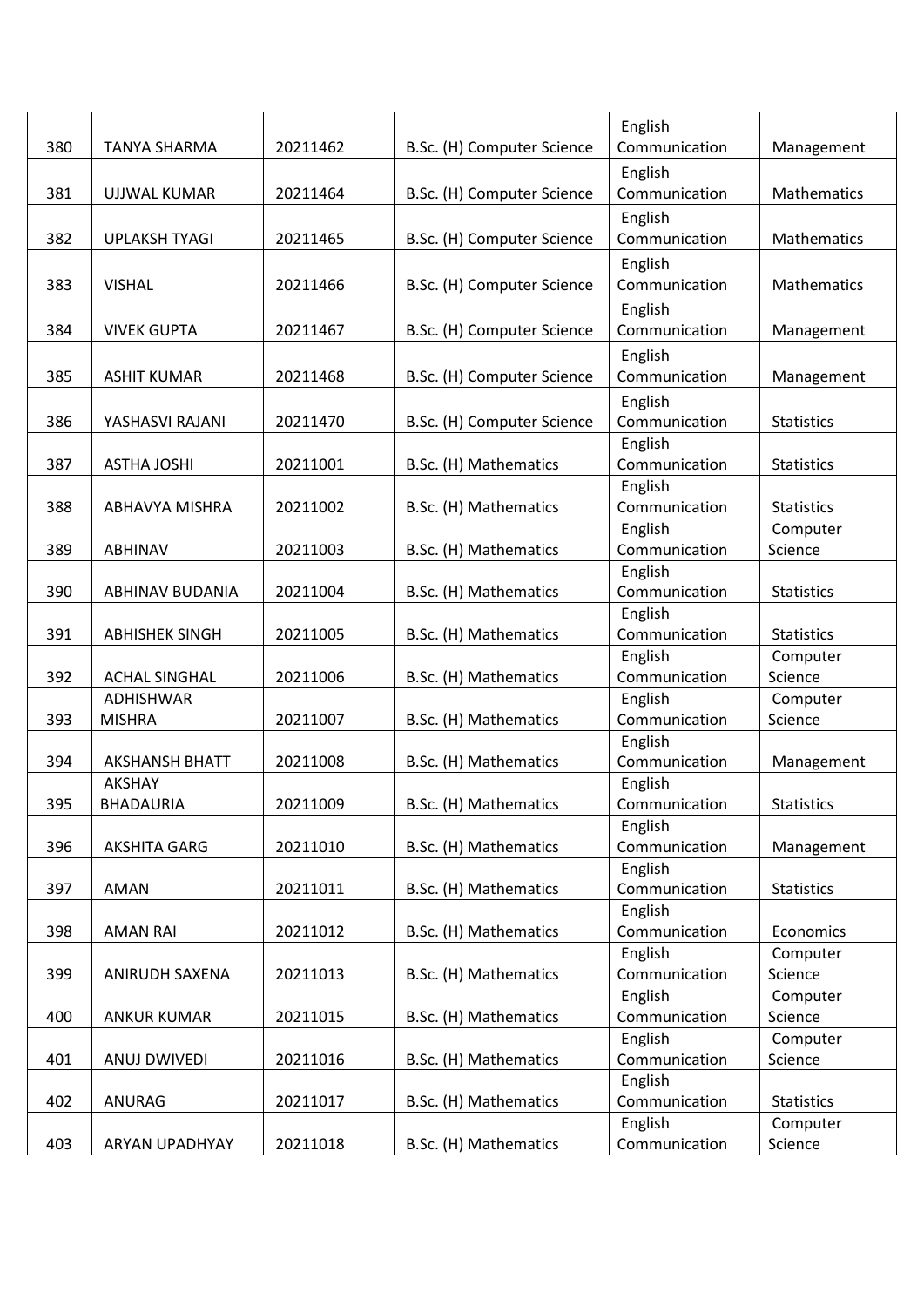| | | | | | |
|---|---|---|---|---|---|
| 380 | TANYA SHARMA | 20211462 | B.Sc. (H) Computer Science | English Communication | Management |
| 381 | UJJWAL KUMAR | 20211464 | B.Sc. (H) Computer Science | English Communication | Mathematics |
| 382 | UPLAKSH TYAGI | 20211465 | B.Sc. (H) Computer Science | English Communication | Mathematics |
| 383 | VISHAL | 20211466 | B.Sc. (H) Computer Science | English Communication | Mathematics |
| 384 | VIVEK GUPTA | 20211467 | B.Sc. (H) Computer Science | English Communication | Management |
| 385 | ASHIT KUMAR | 20211468 | B.Sc. (H) Computer Science | English Communication | Management |
| 386 | YASHASVI RAJANI | 20211470 | B.Sc. (H) Computer Science | English Communication | Statistics |
| 387 | ASTHA JOSHI | 20211001 | B.Sc. (H) Mathematics | English Communication | Statistics |
| 388 | ABHAVYA MISHRA | 20211002 | B.Sc. (H) Mathematics | English Communication | Statistics |
| 389 | ABHINAV | 20211003 | B.Sc. (H) Mathematics | English Communication | Computer Science |
| 390 | ABHINAV BUDANIA | 20211004 | B.Sc. (H) Mathematics | English Communication | Statistics |
| 391 | ABHISHEK SINGH | 20211005 | B.Sc. (H) Mathematics | English Communication | Statistics |
| 392 | ACHAL SINGHAL | 20211006 | B.Sc. (H) Mathematics | English Communication | Computer Science |
| 393 | ADHISHWAR MISHRA | 20211007 | B.Sc. (H) Mathematics | English Communication | Computer Science |
| 394 | AKSHANSH BHATT | 20211008 | B.Sc. (H) Mathematics | English Communication | Management |
| 395 | AKSHAY BHADAURIA | 20211009 | B.Sc. (H) Mathematics | English Communication | Statistics |
| 396 | AKSHITA GARG | 20211010 | B.Sc. (H) Mathematics | English Communication | Management |
| 397 | AMAN | 20211011 | B.Sc. (H) Mathematics | English Communication | Statistics |
| 398 | AMAN RAI | 20211012 | B.Sc. (H) Mathematics | English Communication | Economics |
| 399 | ANIRUDH SAXENA | 20211013 | B.Sc. (H) Mathematics | English Communication | Computer Science |
| 400 | ANKUR KUMAR | 20211015 | B.Sc. (H) Mathematics | English Communication | Computer Science |
| 401 | ANUJ DWIVEDI | 20211016 | B.Sc. (H) Mathematics | English Communication | Computer Science |
| 402 | ANURAG | 20211017 | B.Sc. (H) Mathematics | English Communication | Statistics |
| 403 | ARYAN UPADHYAY | 20211018 | B.Sc. (H) Mathematics | English Communication | Computer Science |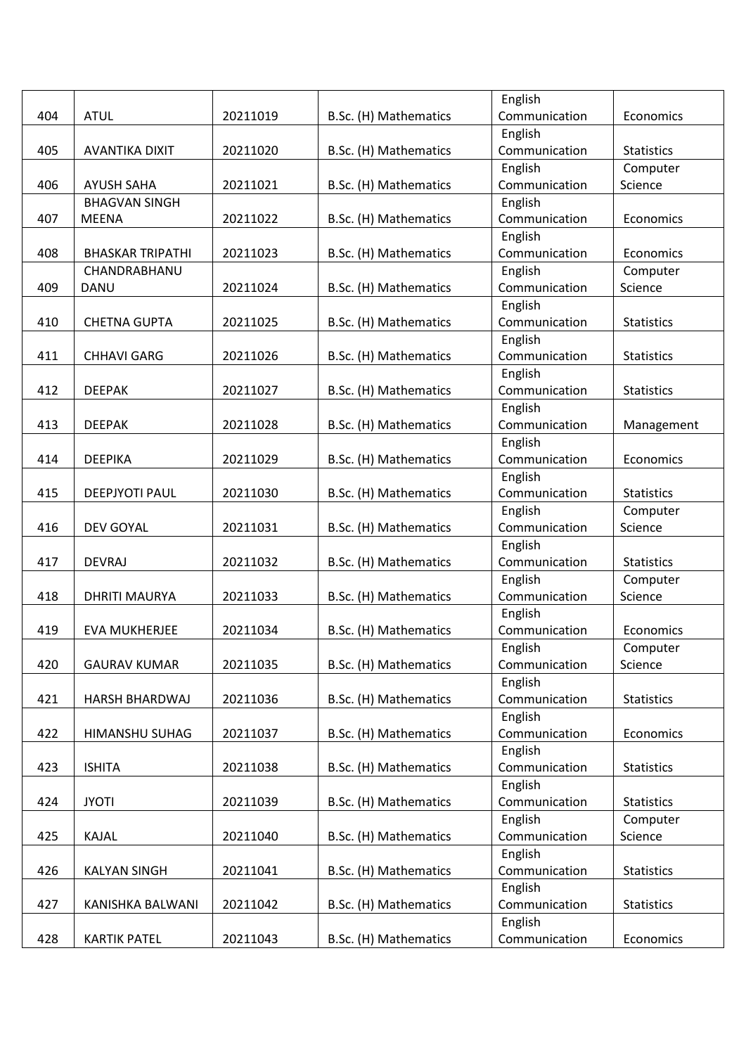| | | | | | |
|---|---|---|---|---|---|
| 404 | ATUL | 20211019 | B.Sc. (H) Mathematics | English Communication | Economics |
| 405 | AVANTIKA DIXIT | 20211020 | B.Sc. (H) Mathematics | English Communication | Statistics |
| 406 | AYUSH SAHA | 20211021 | B.Sc. (H) Mathematics | English Communication | Computer Science |
| 407 | BHAGVAN SINGH MEENA | 20211022 | B.Sc. (H) Mathematics | English Communication | Economics |
| 408 | BHASKAR TRIPATHI | 20211023 | B.Sc. (H) Mathematics | English Communication | Economics |
| 409 | CHANDRABHANU DANU | 20211024 | B.Sc. (H) Mathematics | English Communication | Computer Science |
| 410 | CHETNA GUPTA | 20211025 | B.Sc. (H) Mathematics | English Communication | Statistics |
| 411 | CHHAVI GARG | 20211026 | B.Sc. (H) Mathematics | English Communication | Statistics |
| 412 | DEEPAK | 20211027 | B.Sc. (H) Mathematics | English Communication | Statistics |
| 413 | DEEPAK | 20211028 | B.Sc. (H) Mathematics | English Communication | Management |
| 414 | DEEPIKA | 20211029 | B.Sc. (H) Mathematics | English Communication | Economics |
| 415 | DEEPJYOTI PAUL | 20211030 | B.Sc. (H) Mathematics | English Communication | Statistics |
| 416 | DEV GOYAL | 20211031 | B.Sc. (H) Mathematics | English Communication | Computer Science |
| 417 | DEVRAJ | 20211032 | B.Sc. (H) Mathematics | English Communication | Statistics |
| 418 | DHRITI MAURYA | 20211033 | B.Sc. (H) Mathematics | English Communication | Computer Science |
| 419 | EVA MUKHERJEE | 20211034 | B.Sc. (H) Mathematics | English Communication | Economics |
| 420 | GAURAV KUMAR | 20211035 | B.Sc. (H) Mathematics | English Communication | Computer Science |
| 421 | HARSH BHARDWAJ | 20211036 | B.Sc. (H) Mathematics | English Communication | Statistics |
| 422 | HIMANSHU SUHAG | 20211037 | B.Sc. (H) Mathematics | English Communication | Economics |
| 423 | ISHITA | 20211038 | B.Sc. (H) Mathematics | English Communication | Statistics |
| 424 | JYOTI | 20211039 | B.Sc. (H) Mathematics | English Communication | Statistics |
| 425 | KAJAL | 20211040 | B.Sc. (H) Mathematics | English Communication | Computer Science |
| 426 | KALYAN SINGH | 20211041 | B.Sc. (H) Mathematics | English Communication | Statistics |
| 427 | KANISHKA BALWANI | 20211042 | B.Sc. (H) Mathematics | English Communication | Statistics |
| 428 | KARTIK PATEL | 20211043 | B.Sc. (H) Mathematics | English Communication | Economics |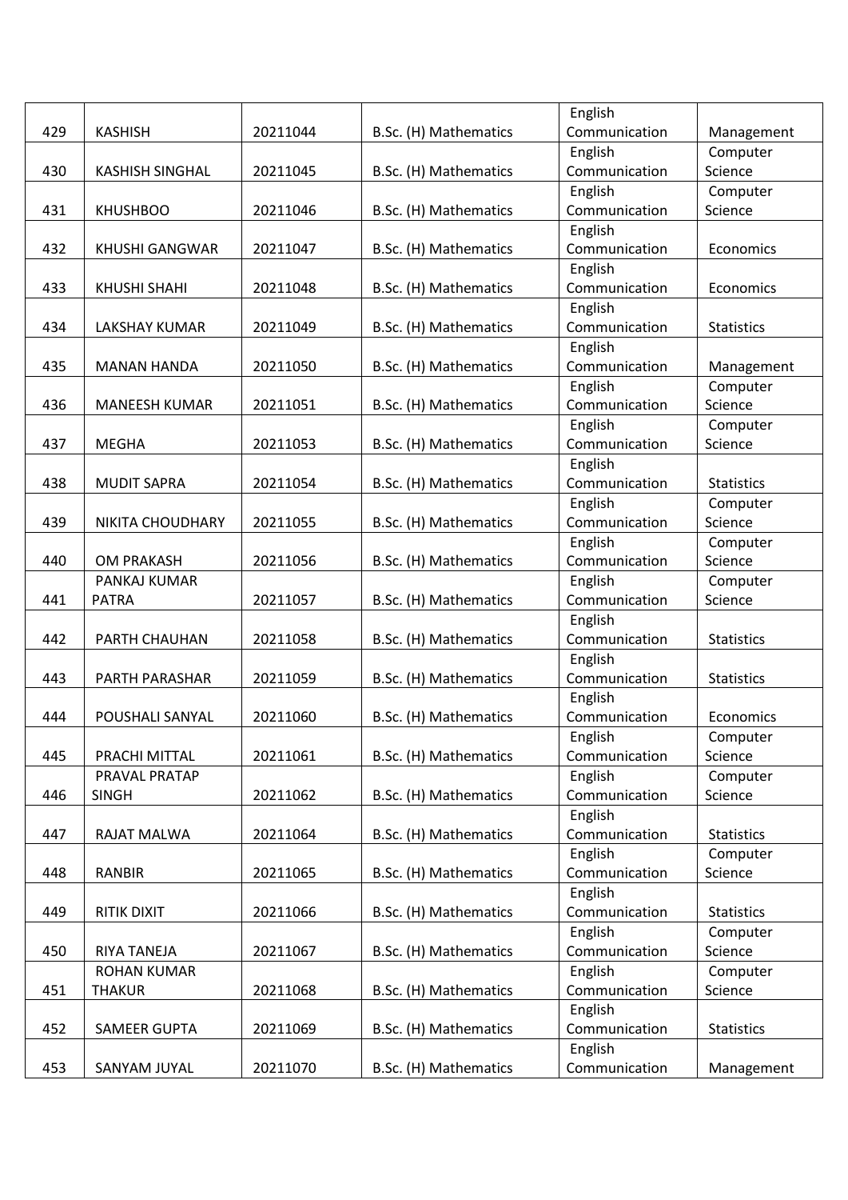| 429 | KASHISH | 20211044 | B.Sc. (H) Mathematics | English Communication | Management |
|---|---|---|---|---|---|
| 430 | KASHISH SINGHAL | 20211045 | B.Sc. (H) Mathematics | English Communication | Computer Science |
| 431 | KHUSHBOO | 20211046 | B.Sc. (H) Mathematics | English Communication | Computer Science |
| 432 | KHUSHI GANGWAR | 20211047 | B.Sc. (H) Mathematics | English Communication | Economics |
| 433 | KHUSHI SHAHI | 20211048 | B.Sc. (H) Mathematics | English Communication | Economics |
| 434 | LAKSHAY KUMAR | 20211049 | B.Sc. (H) Mathematics | English Communication | Statistics |
| 435 | MANAN HANDA | 20211050 | B.Sc. (H) Mathematics | English Communication | Management |
| 436 | MANEESH KUMAR | 20211051 | B.Sc. (H) Mathematics | English Communication | Computer Science |
| 437 | MEGHA | 20211053 | B.Sc. (H) Mathematics | English Communication | Computer Science |
| 438 | MUDIT SAPRA | 20211054 | B.Sc. (H) Mathematics | English Communication | Statistics |
| 439 | NIKITA CHOUDHARY | 20211055 | B.Sc. (H) Mathematics | English Communication | Computer Science |
| 440 | OM PRAKASH | 20211056 | B.Sc. (H) Mathematics | English Communication | Computer Science |
| 441 | PANKAJ KUMAR PATRA | 20211057 | B.Sc. (H) Mathematics | English Communication | Computer Science |
| 442 | PARTH CHAUHAN | 20211058 | B.Sc. (H) Mathematics | English Communication | Statistics |
| 443 | PARTH PARASHAR | 20211059 | B.Sc. (H) Mathematics | English Communication | Statistics |
| 444 | POUSHALI SANYAL | 20211060 | B.Sc. (H) Mathematics | English Communication | Economics |
| 445 | PRACHI MITTAL | 20211061 | B.Sc. (H) Mathematics | English Communication | Computer Science |
| 446 | PRAVAL PRATAP SINGH | 20211062 | B.Sc. (H) Mathematics | English Communication | Computer Science |
| 447 | RAJAT MALWA | 20211064 | B.Sc. (H) Mathematics | English Communication | Statistics |
| 448 | RANBIR | 20211065 | B.Sc. (H) Mathematics | English Communication | Computer Science |
| 449 | RITIK DIXIT | 20211066 | B.Sc. (H) Mathematics | English Communication | Statistics |
| 450 | RIYA TANEJA | 20211067 | B.Sc. (H) Mathematics | English Communication | Computer Science |
| 451 | ROHAN KUMAR THAKUR | 20211068 | B.Sc. (H) Mathematics | English Communication | Computer Science |
| 452 | SAMEER GUPTA | 20211069 | B.Sc. (H) Mathematics | English Communication | Statistics |
| 453 | SANYAM JUYAL | 20211070 | B.Sc. (H) Mathematics | English Communication | Management |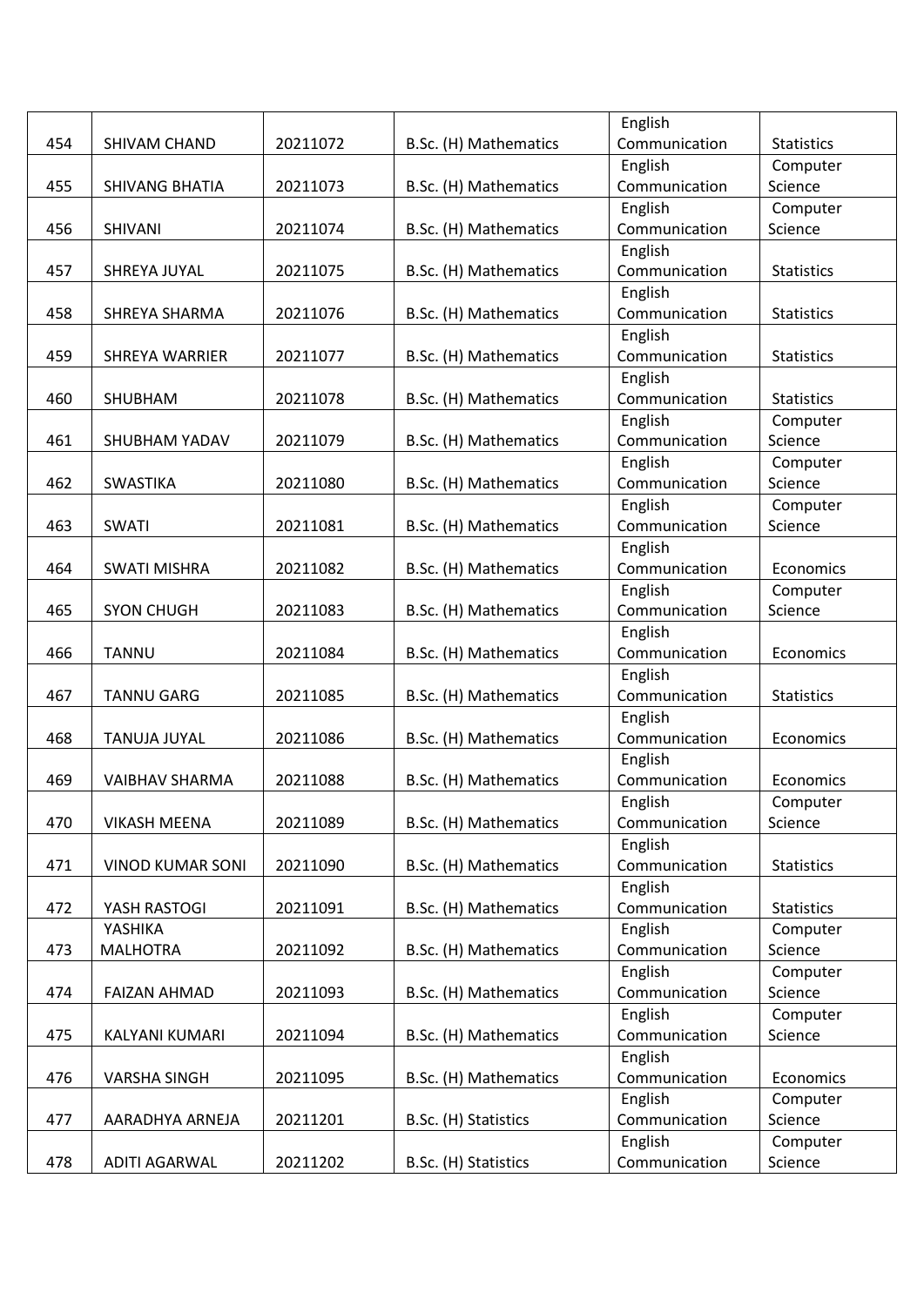| 454 | SHIVAM CHAND | 20211072 | B.Sc. (H) Mathematics | English Communication | Statistics |
|---|---|---|---|---|---|
| 455 | SHIVANG BHATIA | 20211073 | B.Sc. (H) Mathematics | English Communication | Computer Science |
| 456 | SHIVANI | 20211074 | B.Sc. (H) Mathematics | English Communication | Computer Science |
| 457 | SHREYA JUYAL | 20211075 | B.Sc. (H) Mathematics | English Communication | Statistics |
| 458 | SHREYA SHARMA | 20211076 | B.Sc. (H) Mathematics | English Communication | Statistics |
| 459 | SHREYA WARRIER | 20211077 | B.Sc. (H) Mathematics | English Communication | Statistics |
| 460 | SHUBHAM | 20211078 | B.Sc. (H) Mathematics | English Communication | Statistics |
| 461 | SHUBHAM YADAV | 20211079 | B.Sc. (H) Mathematics | English Communication | Computer Science |
| 462 | SWASTIKA | 20211080 | B.Sc. (H) Mathematics | English Communication | Computer Science |
| 463 | SWATI | 20211081 | B.Sc. (H) Mathematics | English Communication | Computer Science |
| 464 | SWATI MISHRA | 20211082 | B.Sc. (H) Mathematics | English Communication | Economics |
| 465 | SYON CHUGH | 20211083 | B.Sc. (H) Mathematics | English Communication | Computer Science |
| 466 | TANNU | 20211084 | B.Sc. (H) Mathematics | English Communication | Economics |
| 467 | TANNU GARG | 20211085 | B.Sc. (H) Mathematics | English Communication | Statistics |
| 468 | TANUJA JUYAL | 20211086 | B.Sc. (H) Mathematics | English Communication | Economics |
| 469 | VAIBHAV SHARMA | 20211088 | B.Sc. (H) Mathematics | English Communication | Economics |
| 470 | VIKASH MEENA | 20211089 | B.Sc. (H) Mathematics | English Communication | Computer Science |
| 471 | VINOD KUMAR SONI | 20211090 | B.Sc. (H) Mathematics | English Communication | Statistics |
| 472 | YASH RASTOGI | 20211091 | B.Sc. (H) Mathematics | English Communication | Statistics |
| 473 | YASHIKA MALHOTRA | 20211092 | B.Sc. (H) Mathematics | English Communication | Computer Science |
| 474 | FAIZAN AHMAD | 20211093 | B.Sc. (H) Mathematics | English Communication | Computer Science |
| 475 | KALYANI KUMARI | 20211094 | B.Sc. (H) Mathematics | English Communication | Computer Science |
| 476 | VARSHA SINGH | 20211095 | B.Sc. (H) Mathematics | English Communication | Economics |
| 477 | AARADHYA ARNEJA | 20211201 | B.Sc. (H) Statistics | English Communication | Computer Science |
| 478 | ADITI AGARWAL | 20211202 | B.Sc. (H) Statistics | English Communication | Computer Science |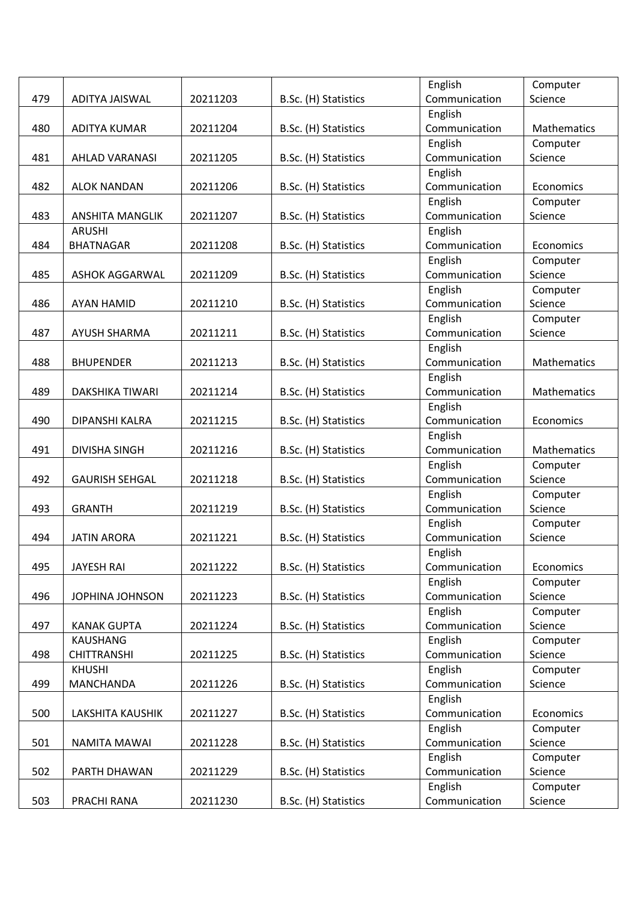| 479 | ADITYA JAISWAL | 20211203 | B.Sc. (H) Statistics | English Communication | Computer Science |
|---|---|---|---|---|---|
| 480 | ADITYA KUMAR | 20211204 | B.Sc. (H) Statistics | English Communication | Mathematics |
| 481 | AHLAD VARANASI | 20211205 | B.Sc. (H) Statistics | English Communication | Computer Science |
| 482 | ALOK NANDAN | 20211206 | B.Sc. (H) Statistics | English Communication | Economics |
| 483 | ANSHITA MANGLIK | 20211207 | B.Sc. (H) Statistics | English Communication | Computer Science |
| 484 | ARUSHI BHATNAGAR | 20211208 | B.Sc. (H) Statistics | English Communication | Economics |
| 485 | ASHOK AGGARWAL | 20211209 | B.Sc. (H) Statistics | English Communication | Computer Science |
| 486 | AYAN HAMID | 20211210 | B.Sc. (H) Statistics | English Communication | Computer Science |
| 487 | AYUSH SHARMA | 20211211 | B.Sc. (H) Statistics | English Communication | Computer Science |
| 488 | BHUPENDER | 20211213 | B.Sc. (H) Statistics | English Communication | Mathematics |
| 489 | DAKSHIKA TIWARI | 20211214 | B.Sc. (H) Statistics | English Communication | Mathematics |
| 490 | DIPANSHI KALRA | 20211215 | B.Sc. (H) Statistics | English Communication | Economics |
| 491 | DIVISHA SINGH | 20211216 | B.Sc. (H) Statistics | English Communication | Mathematics |
| 492 | GAURISH SEHGAL | 20211218 | B.Sc. (H) Statistics | English Communication | Computer Science |
| 493 | GRANTH | 20211219 | B.Sc. (H) Statistics | English Communication | Computer Science |
| 494 | JATIN ARORA | 20211221 | B.Sc. (H) Statistics | English Communication | Computer Science |
| 495 | JAYESH RAI | 20211222 | B.Sc. (H) Statistics | English Communication | Economics |
| 496 | JOPHINA JOHNSON | 20211223 | B.Sc. (H) Statistics | English Communication | Computer Science |
| 497 | KANAK GUPTA | 20211224 | B.Sc. (H) Statistics | English Communication | Computer Science |
| 498 | KAUSHANG CHITTRANSHI | 20211225 | B.Sc. (H) Statistics | English Communication | Computer Science |
| 499 | KHUSHI MANCHANDA | 20211226 | B.Sc. (H) Statistics | English Communication | Computer Science |
| 500 | LAKSHITA KAUSHIK | 20211227 | B.Sc. (H) Statistics | English Communication | Economics |
| 501 | NAMITA MAWAI | 20211228 | B.Sc. (H) Statistics | English Communication | Computer Science |
| 502 | PARTH DHAWAN | 20211229 | B.Sc. (H) Statistics | English Communication | Computer Science |
| 503 | PRACHI RANA | 20211230 | B.Sc. (H) Statistics | English Communication | Computer Science |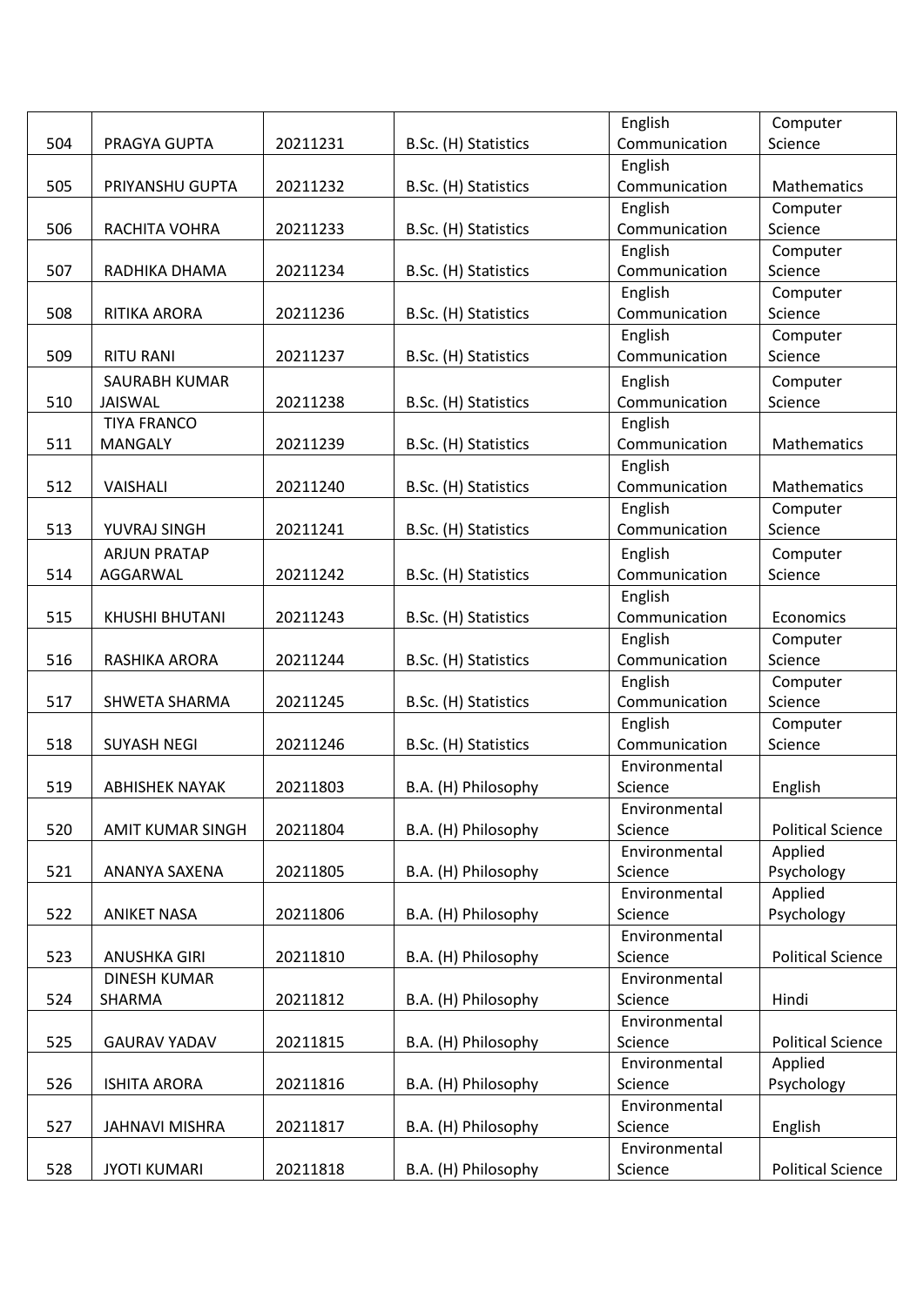| | | | | | |
|---|---|---|---|---|---|
| 504 | PRAGYA GUPTA | 20211231 | B.Sc. (H) Statistics | English Communication | Computer Science |
| 505 | PRIYANSHU GUPTA | 20211232 | B.Sc. (H) Statistics | English Communication | Mathematics |
| 506 | RACHITA VOHRA | 20211233 | B.Sc. (H) Statistics | English Communication | Computer Science |
| 507 | RADHIKA DHAMA | 20211234 | B.Sc. (H) Statistics | English Communication | Computer Science |
| 508 | RITIKA ARORA | 20211236 | B.Sc. (H) Statistics | English Communication | Computer Science |
| 509 | RITU RANI | 20211237 | B.Sc. (H) Statistics | English Communication | Computer Science |
| 510 | SAURABH KUMAR JAISWAL | 20211238 | B.Sc. (H) Statistics | English Communication | Computer Science |
| 511 | TIYA FRANCO MANGALY | 20211239 | B.Sc. (H) Statistics | English Communication | Mathematics |
| 512 | VAISHALI | 20211240 | B.Sc. (H) Statistics | English Communication | Mathematics |
| 513 | YUVRAJ SINGH | 20211241 | B.Sc. (H) Statistics | English Communication | Computer Science |
| 514 | ARJUN PRATAP AGGARWAL | 20211242 | B.Sc. (H) Statistics | English Communication | Computer Science |
| 515 | KHUSHI BHUTANI | 20211243 | B.Sc. (H) Statistics | English Communication | Economics |
| 516 | RASHIKA ARORA | 20211244 | B.Sc. (H) Statistics | English Communication | Computer Science |
| 517 | SHWETA SHARMA | 20211245 | B.Sc. (H) Statistics | English Communication | Computer Science |
| 518 | SUYASH NEGI | 20211246 | B.Sc. (H) Statistics | English Communication | Computer Science |
| 519 | ABHISHEK NAYAK | 20211803 | B.A. (H) Philosophy | Environmental Science | English |
| 520 | AMIT KUMAR SINGH | 20211804 | B.A. (H) Philosophy | Environmental Science | Political Science |
| 521 | ANANYA SAXENA | 20211805 | B.A. (H) Philosophy | Environmental Science | Applied Psychology |
| 522 | ANIKET NASA | 20211806 | B.A. (H) Philosophy | Environmental Science | Applied Psychology |
| 523 | ANUSHKA GIRI | 20211810 | B.A. (H) Philosophy | Environmental Science | Political Science |
| 524 | DINESH KUMAR SHARMA | 20211812 | B.A. (H) Philosophy | Environmental Science | Hindi |
| 525 | GAURAV YADAV | 20211815 | B.A. (H) Philosophy | Environmental Science | Political Science |
| 526 | ISHITA ARORA | 20211816 | B.A. (H) Philosophy | Environmental Science | Applied Psychology |
| 527 | JAHNAVI MISHRA | 20211817 | B.A. (H) Philosophy | Environmental Science | English |
| 528 | JYOTI KUMARI | 20211818 | B.A. (H) Philosophy | Environmental Science | Political Science |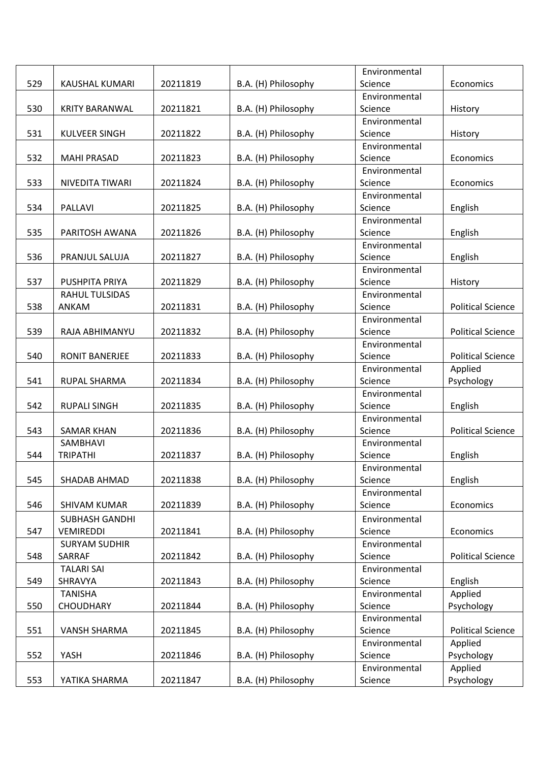| 529 | KAUSHAL KUMARI | 20211819 | B.A. (H) Philosophy | Environmental Science | Economics |
|---|---|---|---|---|---|
| 530 | KRITY BARANWAL | 20211821 | B.A. (H) Philosophy | Environmental Science | History |
| 531 | KULVEER SINGH | 20211822 | B.A. (H) Philosophy | Environmental Science | History |
| 532 | MAHI PRASAD | 20211823 | B.A. (H) Philosophy | Environmental Science | Economics |
| 533 | NIVEDITA TIWARI | 20211824 | B.A. (H) Philosophy | Environmental Science | Economics |
| 534 | PALLAVI | 20211825 | B.A. (H) Philosophy | Environmental Science | English |
| 535 | PARITOSH AWANA | 20211826 | B.A. (H) Philosophy | Environmental Science | English |
| 536 | PRANJUL SALUJA | 20211827 | B.A. (H) Philosophy | Environmental Science | English |
| 537 | PUSHPITA PRIYA | 20211829 | B.A. (H) Philosophy | Environmental Science | History |
| 538 | RAHUL TULSIDAS ANKAM | 20211831 | B.A. (H) Philosophy | Environmental Science | Political Science |
| 539 | RAJA ABHIMANYU | 20211832 | B.A. (H) Philosophy | Environmental Science | Political Science |
| 540 | RONIT BANERJEE | 20211833 | B.A. (H) Philosophy | Environmental Science | Political Science |
| 541 | RUPAL SHARMA | 20211834 | B.A. (H) Philosophy | Environmental Science | Applied Psychology |
| 542 | RUPALI SINGH | 20211835 | B.A. (H) Philosophy | Environmental Science | English |
| 543 | SAMAR KHAN | 20211836 | B.A. (H) Philosophy | Environmental Science | Political Science |
| 544 | SAMBHAVI TRIPATHI | 20211837 | B.A. (H) Philosophy | Environmental Science | English |
| 545 | SHADAB AHMAD | 20211838 | B.A. (H) Philosophy | Environmental Science | English |
| 546 | SHIVAM KUMAR | 20211839 | B.A. (H) Philosophy | Environmental Science | Economics |
| 547 | SUBHASH GANDHI VEMIREDDI | 20211841 | B.A. (H) Philosophy | Environmental Science | Economics |
| 548 | SURYAM SUDHIR SARRAF | 20211842 | B.A. (H) Philosophy | Environmental Science | Political Science |
| 549 | TALARI SAI SHRAVYA | 20211843 | B.A. (H) Philosophy | Environmental Science | English |
| 550 | TANISHA CHOUDHARY | 20211844 | B.A. (H) Philosophy | Environmental Science | Applied Psychology |
| 551 | VANSH SHARMA | 20211845 | B.A. (H) Philosophy | Environmental Science | Political Science |
| 552 | YASH | 20211846 | B.A. (H) Philosophy | Environmental Science | Applied Psychology |
| 553 | YATIKA SHARMA | 20211847 | B.A. (H) Philosophy | Environmental Science | Applied Psychology |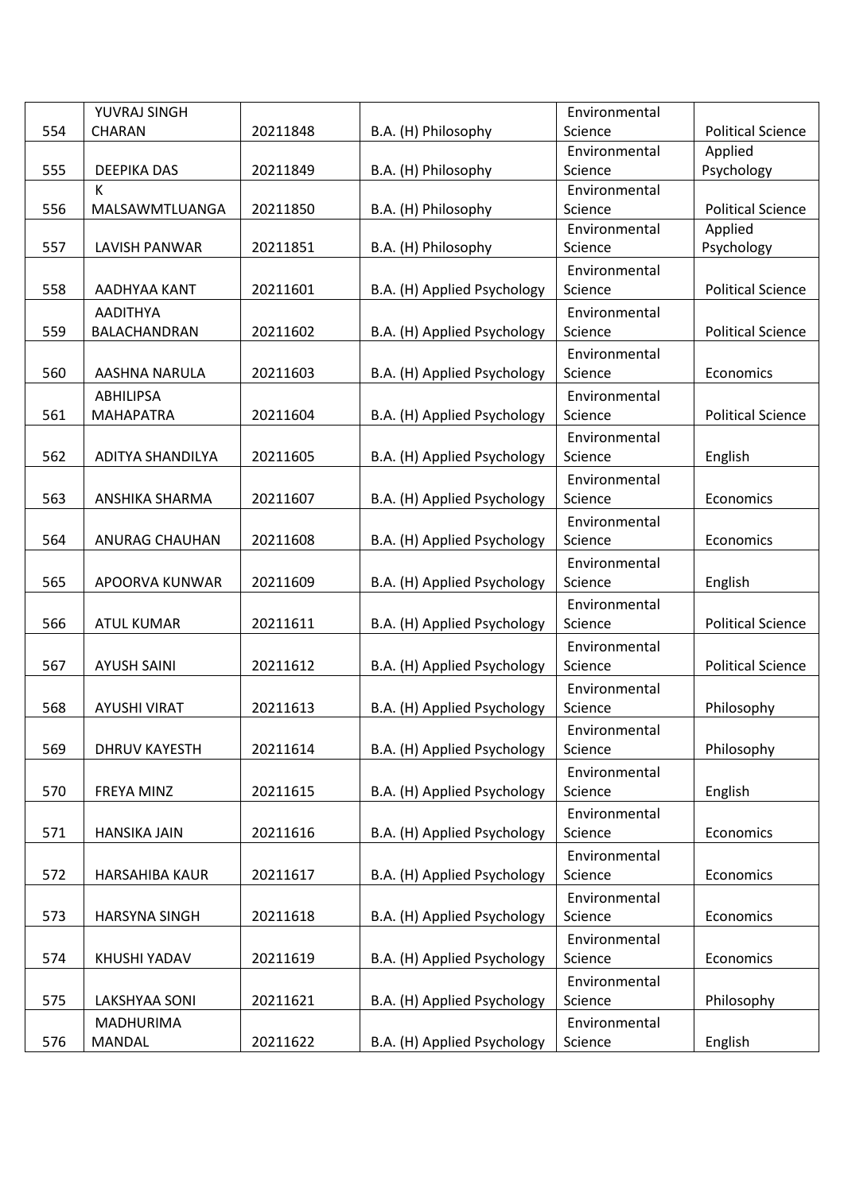| 554 | YUVRAJ SINGH CHARAN | 20211848 | B.A. (H) Philosophy | Environmental Science | Political Science |
|---|---|---|---|---|---|
| 555 | DEEPIKA DAS | 20211849 | B.A. (H) Philosophy | Environmental Science | Applied Psychology |
| 556 | K MALSAWMTLUANGA | 20211850 | B.A. (H) Philosophy | Environmental Science | Political Science |
| 557 | LAVISH PANWAR | 20211851 | B.A. (H) Philosophy | Environmental Science | Applied Psychology |
| 558 | AADHYAA KANT | 20211601 | B.A. (H) Applied Psychology | Environmental Science | Political Science |
| 559 | AADITHYA BALACHANDRAN | 20211602 | B.A. (H) Applied Psychology | Environmental Science | Political Science |
| 560 | AASHNA NARULA | 20211603 | B.A. (H) Applied Psychology | Environmental Science | Economics |
| 561 | ABHILIPSA MAHAPATRA | 20211604 | B.A. (H) Applied Psychology | Environmental Science | Political Science |
| 562 | ADITYA SHANDILYA | 20211605 | B.A. (H) Applied Psychology | Environmental Science | English |
| 563 | ANSHIKA SHARMA | 20211607 | B.A. (H) Applied Psychology | Environmental Science | Economics |
| 564 | ANURAG CHAUHAN | 20211608 | B.A. (H) Applied Psychology | Environmental Science | Economics |
| 565 | APOORVA KUNWAR | 20211609 | B.A. (H) Applied Psychology | Environmental Science | English |
| 566 | ATUL KUMAR | 20211611 | B.A. (H) Applied Psychology | Environmental Science | Political Science |
| 567 | AYUSH SAINI | 20211612 | B.A. (H) Applied Psychology | Environmental Science | Political Science |
| 568 | AYUSHI VIRAT | 20211613 | B.A. (H) Applied Psychology | Environmental Science | Philosophy |
| 569 | DHRUV KAYESTH | 20211614 | B.A. (H) Applied Psychology | Environmental Science | Philosophy |
| 570 | FREYA MINZ | 20211615 | B.A. (H) Applied Psychology | Environmental Science | English |
| 571 | HANSIKA JAIN | 20211616 | B.A. (H) Applied Psychology | Environmental Science | Economics |
| 572 | HARSAHIBA KAUR | 20211617 | B.A. (H) Applied Psychology | Environmental Science | Economics |
| 573 | HARSYNA SINGH | 20211618 | B.A. (H) Applied Psychology | Environmental Science | Economics |
| 574 | KHUSHI YADAV | 20211619 | B.A. (H) Applied Psychology | Environmental Science | Economics |
| 575 | LAKSHYAA SONI | 20211621 | B.A. (H) Applied Psychology | Environmental Science | Philosophy |
| 576 | MADHURIMA MANDAL | 20211622 | B.A. (H) Applied Psychology | Environmental Science | English |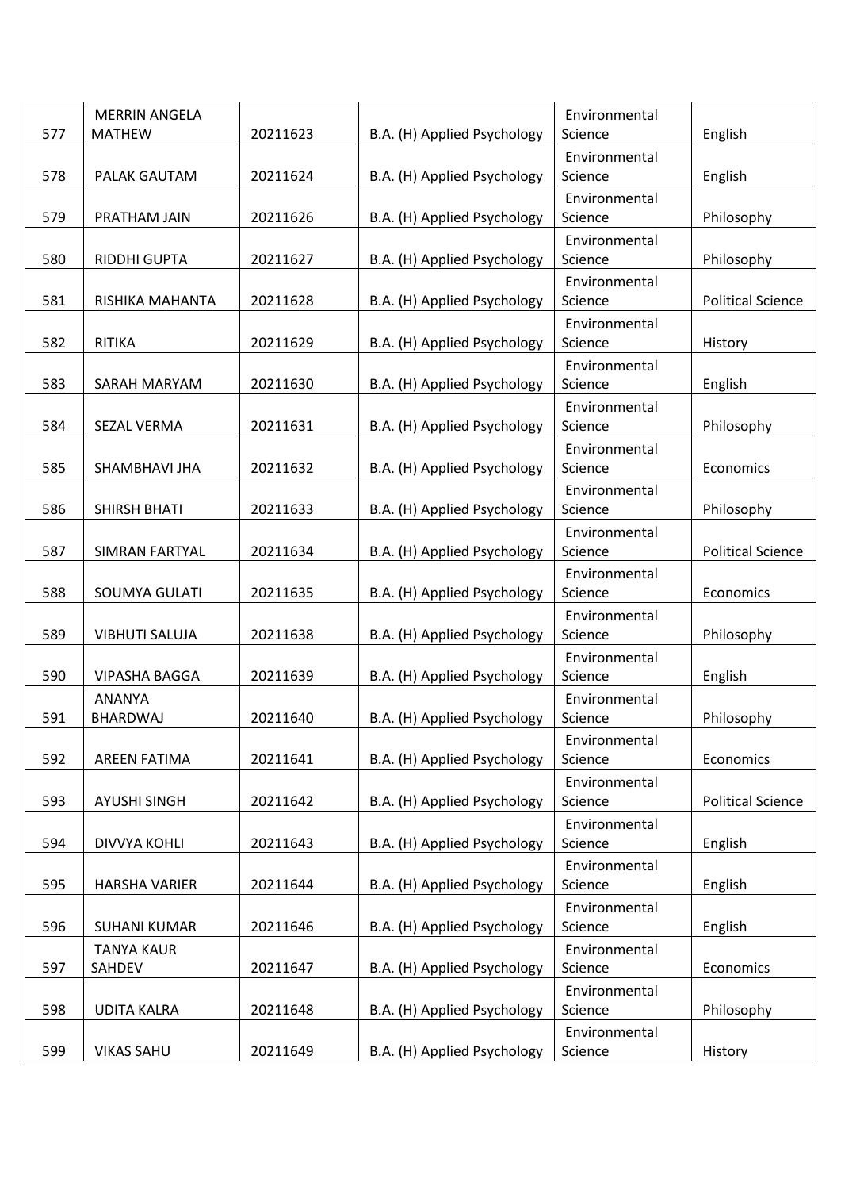| 577 | MERRIN ANGELA MATHEW | 20211623 | B.A. (H) Applied Psychology | Environmental Science | English |
|---|---|---|---|---|---|
| 578 | PALAK GAUTAM | 20211624 | B.A. (H) Applied Psychology | Environmental Science | English |
| 579 | PRATHAM JAIN | 20211626 | B.A. (H) Applied Psychology | Environmental Science | Philosophy |
| 580 | RIDDHI GUPTA | 20211627 | B.A. (H) Applied Psychology | Environmental Science | Philosophy |
| 581 | RISHIKA MAHANTA | 20211628 | B.A. (H) Applied Psychology | Environmental Science | Political Science |
| 582 | RITIKA | 20211629 | B.A. (H) Applied Psychology | Environmental Science | History |
| 583 | SARAH MARYAM | 20211630 | B.A. (H) Applied Psychology | Environmental Science | English |
| 584 | SEZAL VERMA | 20211631 | B.A. (H) Applied Psychology | Environmental Science | Philosophy |
| 585 | SHAMBHAVI JHA | 20211632 | B.A. (H) Applied Psychology | Environmental Science | Economics |
| 586 | SHIRSH BHATI | 20211633 | B.A. (H) Applied Psychology | Environmental Science | Philosophy |
| 587 | SIMRAN FARTYAL | 20211634 | B.A. (H) Applied Psychology | Environmental Science | Political Science |
| 588 | SOUMYA GULATI | 20211635 | B.A. (H) Applied Psychology | Environmental Science | Economics |
| 589 | VIBHUTI SALUJA | 20211638 | B.A. (H) Applied Psychology | Environmental Science | Philosophy |
| 590 | VIPASHA BAGGA | 20211639 | B.A. (H) Applied Psychology | Environmental Science | English |
| 591 | ANANYA BHARDWAJ | 20211640 | B.A. (H) Applied Psychology | Environmental Science | Philosophy |
| 592 | AREEN FATIMA | 20211641 | B.A. (H) Applied Psychology | Environmental Science | Economics |
| 593 | AYUSHI SINGH | 20211642 | B.A. (H) Applied Psychology | Environmental Science | Political Science |
| 594 | DIVVYA KOHLI | 20211643 | B.A. (H) Applied Psychology | Environmental Science | English |
| 595 | HARSHA VARIER | 20211644 | B.A. (H) Applied Psychology | Environmental Science | English |
| 596 | SUHANI KUMAR | 20211646 | B.A. (H) Applied Psychology | Environmental Science | English |
| 597 | TANYA KAUR SAHDEV | 20211647 | B.A. (H) Applied Psychology | Environmental Science | Economics |
| 598 | UDITA KALRA | 20211648 | B.A. (H) Applied Psychology | Environmental Science | Philosophy |
| 599 | VIKAS SAHU | 20211649 | B.A. (H) Applied Psychology | Environmental Science | History |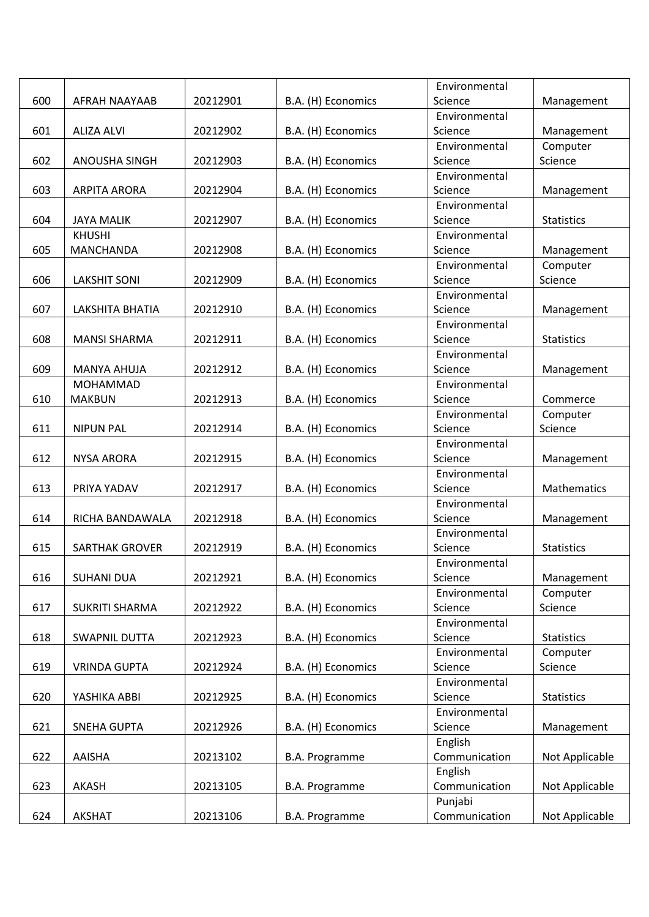| 600 | AFRAH NAAYAAB | 20212901 | B.A. (H) Economics | Environmental Science | Management |
|---|---|---|---|---|---|
| 601 | ALIZA ALVI | 20212902 | B.A. (H) Economics | Environmental Science | Management |
| 602 | ANOUSHA SINGH | 20212903 | B.A. (H) Economics | Environmental Science | Computer Science |
| 603 | ARPITA ARORA | 20212904 | B.A. (H) Economics | Environmental Science | Management |
| 604 | JAYA MALIK | 20212907 | B.A. (H) Economics | Environmental Science | Statistics |
| 605 | KHUSHI MANCHANDA | 20212908 | B.A. (H) Economics | Environmental Science | Management |
| 606 | LAKSHIT SONI | 20212909 | B.A. (H) Economics | Environmental Science | Computer Science |
| 607 | LAKSHITA BHATIA | 20212910 | B.A. (H) Economics | Environmental Science | Management |
| 608 | MANSI SHARMA | 20212911 | B.A. (H) Economics | Environmental Science | Statistics |
| 609 | MANYA AHUJA | 20212912 | B.A. (H) Economics | Environmental Science | Management |
| 610 | MOHAMMAD MAKBUN | 20212913 | B.A. (H) Economics | Environmental Science | Commerce |
| 611 | NIPUN PAL | 20212914 | B.A. (H) Economics | Environmental Science | Computer Science |
| 612 | NYSA ARORA | 20212915 | B.A. (H) Economics | Environmental Science | Management |
| 613 | PRIYA YADAV | 20212917 | B.A. (H) Economics | Environmental Science | Mathematics |
| 614 | RICHA BANDAWALA | 20212918 | B.A. (H) Economics | Environmental Science | Management |
| 615 | SARTHAK GROVER | 20212919 | B.A. (H) Economics | Environmental Science | Statistics |
| 616 | SUHANI DUA | 20212921 | B.A. (H) Economics | Environmental Science | Management |
| 617 | SUKRITI SHARMA | 20212922 | B.A. (H) Economics | Environmental Science | Computer Science |
| 618 | SWAPNIL DUTTA | 20212923 | B.A. (H) Economics | Environmental Science | Statistics |
| 619 | VRINDA GUPTA | 20212924 | B.A. (H) Economics | Environmental Science | Computer Science |
| 620 | YASHIKA ABBI | 20212925 | B.A. (H) Economics | Environmental Science | Statistics |
| 621 | SNEHA GUPTA | 20212926 | B.A. (H) Economics | Environmental Science | Management |
| 622 | AAISHA | 20213102 | B.A. Programme | English Communication | Not Applicable |
| 623 | AKASH | 20213105 | B.A. Programme | English Communication | Not Applicable |
| 624 | AKSHAT | 20213106 | B.A. Programme | Punjabi Communication | Not Applicable |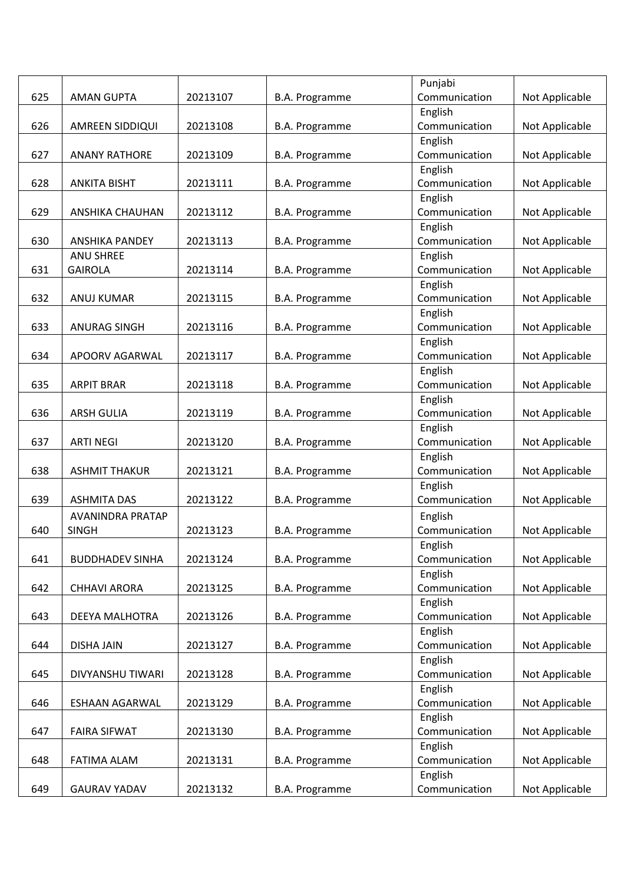| 625 | AMAN GUPTA | 20213107 | B.A. Programme | Punjabi Communication | Not Applicable |
|---|---|---|---|---|---|
| 626 | AMREEN SIDDIQUI | 20213108 | B.A. Programme | English Communication | Not Applicable |
| 627 | ANANY RATHORE | 20213109 | B.A. Programme | English Communication | Not Applicable |
| 628 | ANKITA BISHT | 20213111 | B.A. Programme | English Communication | Not Applicable |
| 629 | ANSHIKA CHAUHAN | 20213112 | B.A. Programme | English Communication | Not Applicable |
| 630 | ANSHIKA PANDEY | 20213113 | B.A. Programme | English Communication | Not Applicable |
| 631 | ANU SHREE GAIROLA | 20213114 | B.A. Programme | English Communication | Not Applicable |
| 632 | ANUJ KUMAR | 20213115 | B.A. Programme | English Communication | Not Applicable |
| 633 | ANURAG SINGH | 20213116 | B.A. Programme | English Communication | Not Applicable |
| 634 | APOORV AGARWAL | 20213117 | B.A. Programme | English Communication | Not Applicable |
| 635 | ARPIT BRAR | 20213118 | B.A. Programme | English Communication | Not Applicable |
| 636 | ARSH GULIA | 20213119 | B.A. Programme | English Communication | Not Applicable |
| 637 | ARTI NEGI | 20213120 | B.A. Programme | English Communication | Not Applicable |
| 638 | ASHMIT THAKUR | 20213121 | B.A. Programme | English Communication | Not Applicable |
| 639 | ASHMITA DAS | 20213122 | B.A. Programme | English Communication | Not Applicable |
| 640 | AVANINDRA PRATAP SINGH | 20213123 | B.A. Programme | English Communication | Not Applicable |
| 641 | BUDDHADEV SINHA | 20213124 | B.A. Programme | English Communication | Not Applicable |
| 642 | CHHAVI ARORA | 20213125 | B.A. Programme | English Communication | Not Applicable |
| 643 | DEEYA MALHOTRA | 20213126 | B.A. Programme | English Communication | Not Applicable |
| 644 | DISHA JAIN | 20213127 | B.A. Programme | English Communication | Not Applicable |
| 645 | DIVYANSHU TIWARI | 20213128 | B.A. Programme | English Communication | Not Applicable |
| 646 | ESHAAN AGARWAL | 20213129 | B.A. Programme | English Communication | Not Applicable |
| 647 | FAIRA SIFWAT | 20213130 | B.A. Programme | English Communication | Not Applicable |
| 648 | FATIMA ALAM | 20213131 | B.A. Programme | English Communication | Not Applicable |
| 649 | GAURAV YADAV | 20213132 | B.A. Programme | English Communication | Not Applicable |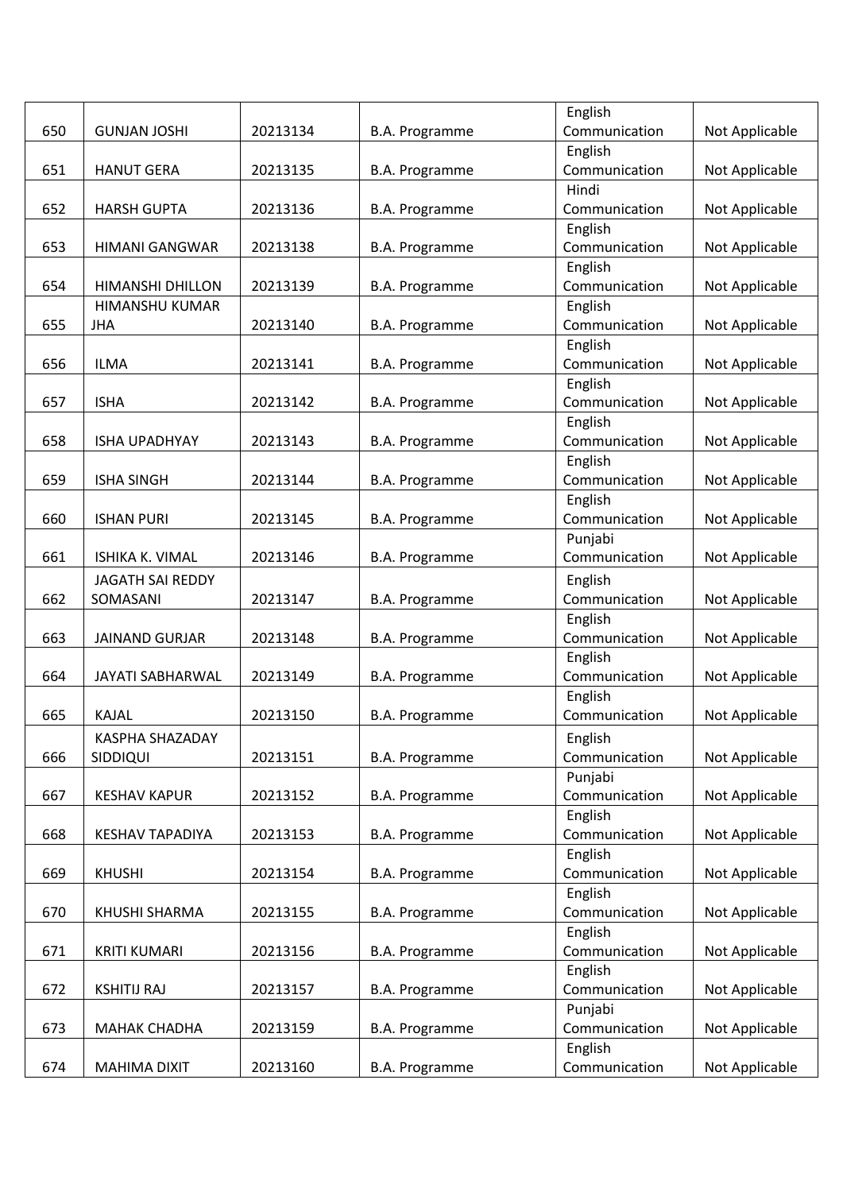| 650 | GUNJAN JOSHI | 20213134 | B.A. Programme | English Communication | Not Applicable |
|---|---|---|---|---|---|
| 651 | HANUT GERA | 20213135 | B.A. Programme | English Communication | Not Applicable |
| 652 | HARSH GUPTA | 20213136 | B.A. Programme | Hindi Communication | Not Applicable |
| 653 | HIMANI GANGWAR | 20213138 | B.A. Programme | English Communication | Not Applicable |
| 654 | HIMANSHI DHILLON | 20213139 | B.A. Programme | English Communication | Not Applicable |
| 655 | HIMANSHU KUMAR JHA | 20213140 | B.A. Programme | English Communication | Not Applicable |
| 656 | ILMA | 20213141 | B.A. Programme | English Communication | Not Applicable |
| 657 | ISHA | 20213142 | B.A. Programme | English Communication | Not Applicable |
| 658 | ISHA UPADHYAY | 20213143 | B.A. Programme | English Communication | Not Applicable |
| 659 | ISHA SINGH | 20213144 | B.A. Programme | English Communication | Not Applicable |
| 660 | ISHAN PURI | 20213145 | B.A. Programme | English Communication | Not Applicable |
| 661 | ISHIKA K. VIMAL | 20213146 | B.A. Programme | Punjabi Communication | Not Applicable |
| 662 | JAGATH SAI REDDY SOMASANI | 20213147 | B.A. Programme | English Communication | Not Applicable |
| 663 | JAINAND GURJAR | 20213148 | B.A. Programme | English Communication | Not Applicable |
| 664 | JAYATI SABHARWAL | 20213149 | B.A. Programme | English Communication | Not Applicable |
| 665 | KAJAL | 20213150 | B.A. Programme | English Communication | Not Applicable |
| 666 | KASPHA SHAZADAY SIDDIQUI | 20213151 | B.A. Programme | English Communication | Not Applicable |
| 667 | KESHAV KAPUR | 20213152 | B.A. Programme | Punjabi Communication | Not Applicable |
| 668 | KESHAV TAPADIYA | 20213153 | B.A. Programme | English Communication | Not Applicable |
| 669 | KHUSHI | 20213154 | B.A. Programme | English Communication | Not Applicable |
| 670 | KHUSHI SHARMA | 20213155 | B.A. Programme | English Communication | Not Applicable |
| 671 | KRITI KUMARI | 20213156 | B.A. Programme | English Communication | Not Applicable |
| 672 | KSHITIJ RAJ | 20213157 | B.A. Programme | English Communication | Not Applicable |
| 673 | MAHAK CHADHA | 20213159 | B.A. Programme | Punjabi Communication | Not Applicable |
| 674 | MAHIMA DIXIT | 20213160 | B.A. Programme | English Communication | Not Applicable |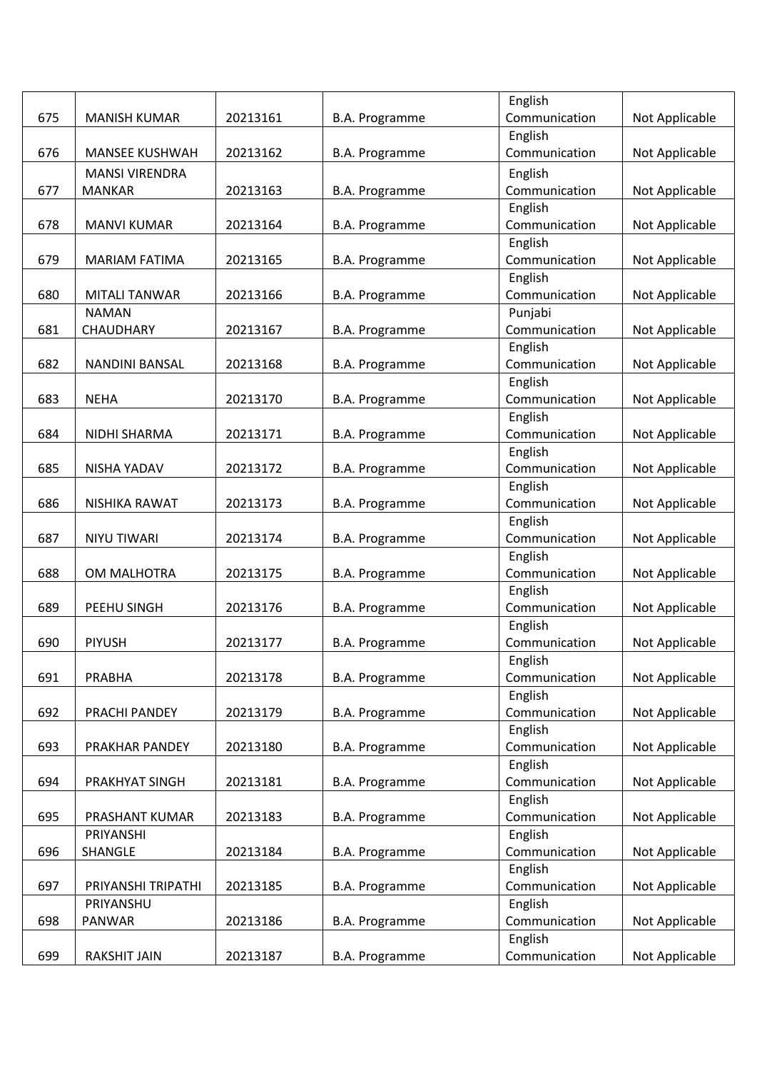| | | | | | |
|---|---|---|---|---|---|
| 675 | MANISH KUMAR | 20213161 | B.A. Programme | English Communication | Not Applicable |
| 676 | MANSEE KUSHWAH | 20213162 | B.A. Programme | English Communication | Not Applicable |
| 677 | MANSI VIRENDRA MANKAR | 20213163 | B.A. Programme | English Communication | Not Applicable |
| 678 | MANVI KUMAR | 20213164 | B.A. Programme | English Communication | Not Applicable |
| 679 | MARIAM FATIMA | 20213165 | B.A. Programme | English Communication | Not Applicable |
| 680 | MITALI TANWAR | 20213166 | B.A. Programme | English Communication | Not Applicable |
| 681 | NAMAN CHAUDHARY | 20213167 | B.A. Programme | Punjabi Communication | Not Applicable |
| 682 | NANDINI BANSAL | 20213168 | B.A. Programme | English Communication | Not Applicable |
| 683 | NEHA | 20213170 | B.A. Programme | English Communication | Not Applicable |
| 684 | NIDHI SHARMA | 20213171 | B.A. Programme | English Communication | Not Applicable |
| 685 | NISHA YADAV | 20213172 | B.A. Programme | English Communication | Not Applicable |
| 686 | NISHIKA RAWAT | 20213173 | B.A. Programme | English Communication | Not Applicable |
| 687 | NIYU TIWARI | 20213174 | B.A. Programme | English Communication | Not Applicable |
| 688 | OM MALHOTRA | 20213175 | B.A. Programme | English Communication | Not Applicable |
| 689 | PEEHU SINGH | 20213176 | B.A. Programme | English Communication | Not Applicable |
| 690 | PIYUSH | 20213177 | B.A. Programme | English Communication | Not Applicable |
| 691 | PRABHA | 20213178 | B.A. Programme | English Communication | Not Applicable |
| 692 | PRACHI PANDEY | 20213179 | B.A. Programme | English Communication | Not Applicable |
| 693 | PRAKHAR PANDEY | 20213180 | B.A. Programme | English Communication | Not Applicable |
| 694 | PRAKHYAT SINGH | 20213181 | B.A. Programme | English Communication | Not Applicable |
| 695 | PRASHANT KUMAR | 20213183 | B.A. Programme | English Communication | Not Applicable |
| 696 | PRIYANSHI SHANGLE | 20213184 | B.A. Programme | English Communication | Not Applicable |
| 697 | PRIYANSHI TRIPATHI | 20213185 | B.A. Programme | English Communication | Not Applicable |
| 698 | PRIYANSHU PANWAR | 20213186 | B.A. Programme | English Communication | Not Applicable |
| 699 | RAKSHIT JAIN | 20213187 | B.A. Programme | English Communication | Not Applicable |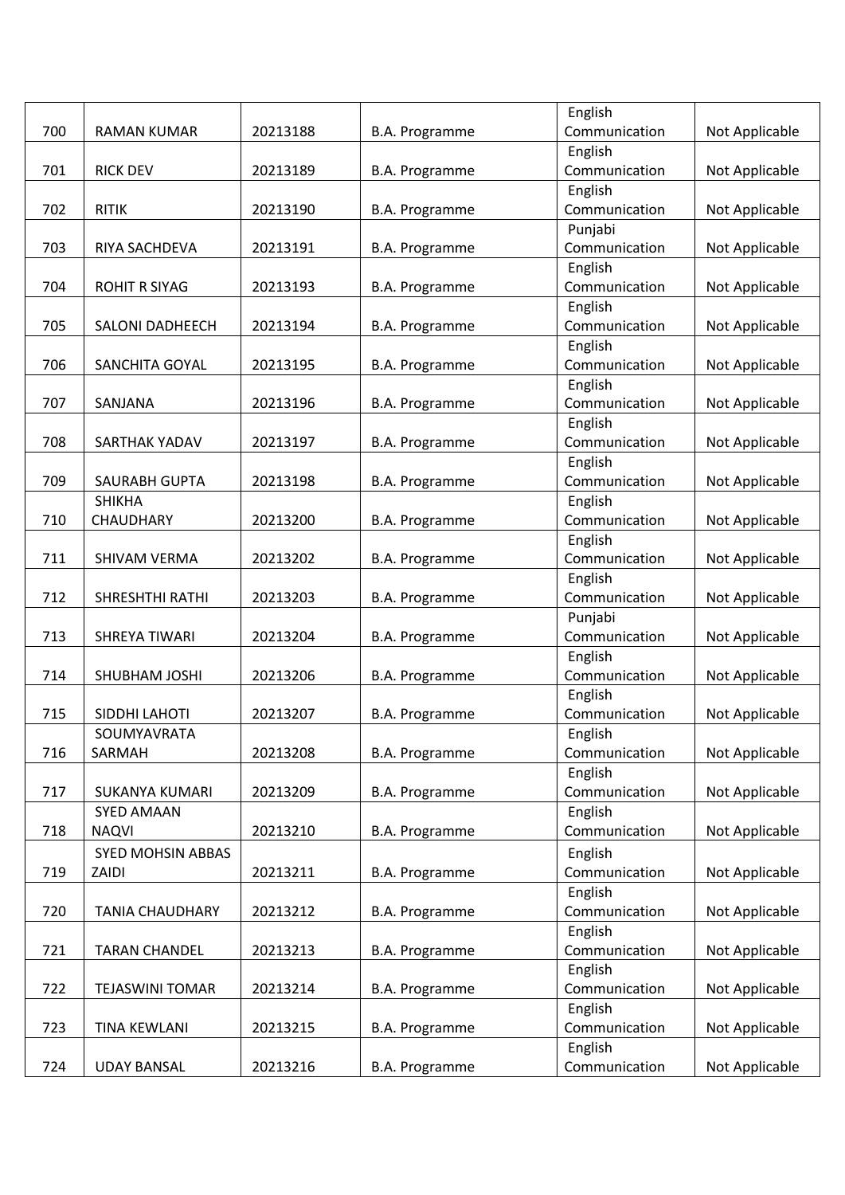| 700 | RAMAN KUMAR | 20213188 | B.A. Programme | English Communication | Not Applicable |
|---|---|---|---|---|---|
| 701 | RICK DEV | 20213189 | B.A. Programme | English Communication | Not Applicable |
| 702 | RITIK | 20213190 | B.A. Programme | English Communication | Not Applicable |
| 703 | RIYA SACHDEVA | 20213191 | B.A. Programme | Punjabi Communication | Not Applicable |
| 704 | ROHIT R SIYAG | 20213193 | B.A. Programme | English Communication | Not Applicable |
| 705 | SALONI DADHEECH | 20213194 | B.A. Programme | English Communication | Not Applicable |
| 706 | SANCHITA GOYAL | 20213195 | B.A. Programme | English Communication | Not Applicable |
| 707 | SANJANA | 20213196 | B.A. Programme | English Communication | Not Applicable |
| 708 | SARTHAK YADAV | 20213197 | B.A. Programme | English Communication | Not Applicable |
| 709 | SAURABH GUPTA | 20213198 | B.A. Programme | English Communication | Not Applicable |
| 710 | SHIKHA CHAUDHARY | 20213200 | B.A. Programme | English Communication | Not Applicable |
| 711 | SHIVAM VERMA | 20213202 | B.A. Programme | English Communication | Not Applicable |
| 712 | SHRESHTHI RATHI | 20213203 | B.A. Programme | English Communication | Not Applicable |
| 713 | SHREYA TIWARI | 20213204 | B.A. Programme | Punjabi Communication | Not Applicable |
| 714 | SHUBHAM JOSHI | 20213206 | B.A. Programme | English Communication | Not Applicable |
| 715 | SIDDHI LAHOTI | 20213207 | B.A. Programme | English Communication | Not Applicable |
| 716 | SOUMYAVRATA SARMAH | 20213208 | B.A. Programme | English Communication | Not Applicable |
| 717 | SUKANYA KUMARI | 20213209 | B.A. Programme | English Communication | Not Applicable |
| 718 | SYED AMAAN NAQVI | 20213210 | B.A. Programme | English Communication | Not Applicable |
| 719 | SYED MOHSIN ABBAS ZAIDI | 20213211 | B.A. Programme | English Communication | Not Applicable |
| 720 | TANIA CHAUDHARY | 20213212 | B.A. Programme | English Communication | Not Applicable |
| 721 | TARAN CHANDEL | 20213213 | B.A. Programme | English Communication | Not Applicable |
| 722 | TEJASWINI TOMAR | 20213214 | B.A. Programme | English Communication | Not Applicable |
| 723 | TINA KEWLANI | 20213215 | B.A. Programme | English Communication | Not Applicable |
| 724 | UDAY BANSAL | 20213216 | B.A. Programme | English Communication | Not Applicable |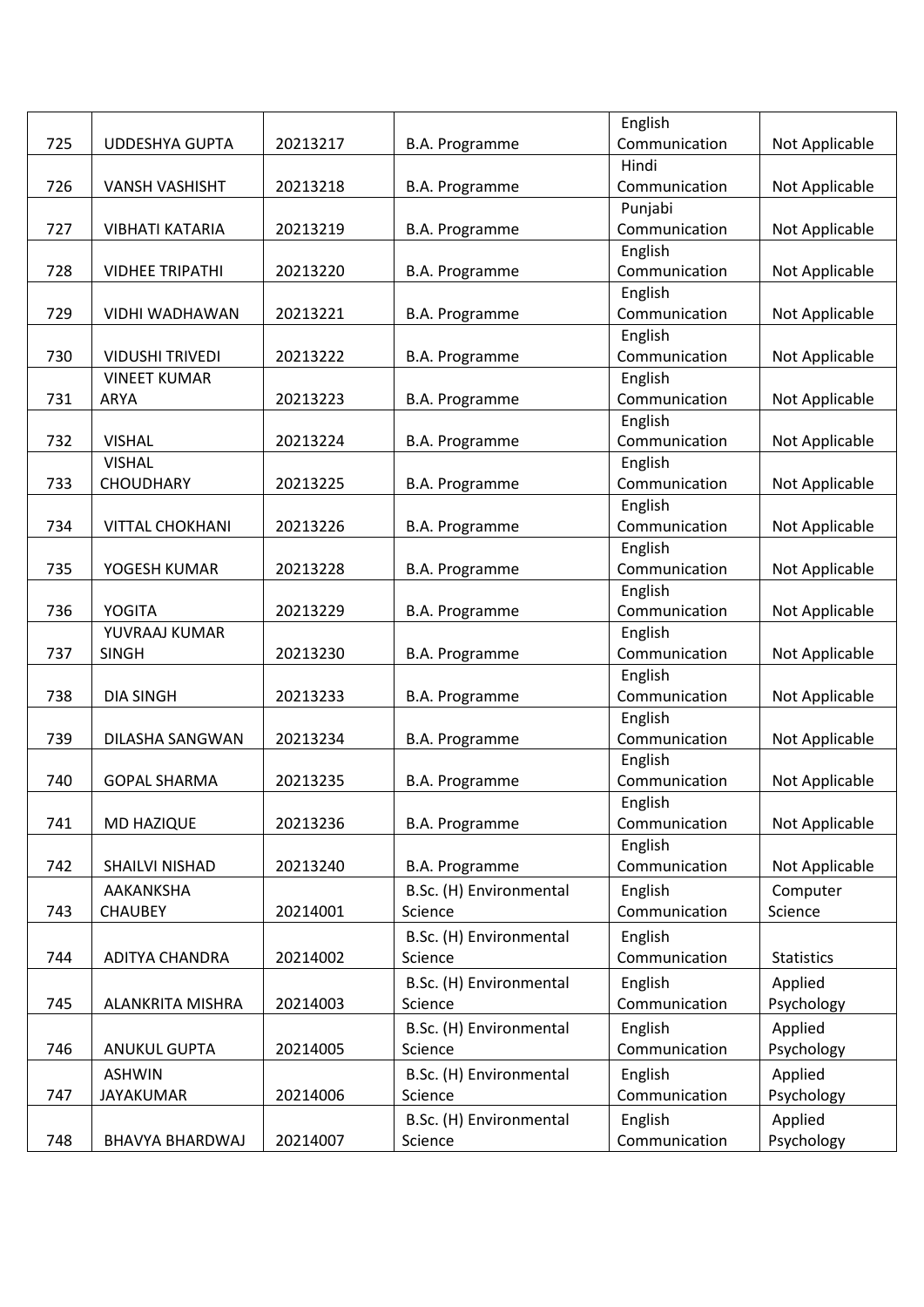| | | | | | |
|---|---|---|---|---|---|
| 725 | UDDESHYA GUPTA | 20213217 | B.A. Programme | English Communication | Not Applicable |
| 726 | VANSH VASHISHT | 20213218 | B.A. Programme | Hindi Communication | Not Applicable |
| 727 | VIBHATI KATARIA | 20213219 | B.A. Programme | Punjabi Communication | Not Applicable |
| 728 | VIDHEE TRIPATHI | 20213220 | B.A. Programme | English Communication | Not Applicable |
| 729 | VIDHI WADHAWAN | 20213221 | B.A. Programme | English Communication | Not Applicable |
| 730 | VIDUSHI TRIVEDI | 20213222 | B.A. Programme | English Communication | Not Applicable |
| 731 | VINEET KUMAR ARYA | 20213223 | B.A. Programme | English Communication | Not Applicable |
| 732 | VISHAL | 20213224 | B.A. Programme | English Communication | Not Applicable |
| 733 | VISHAL CHOUDHARY | 20213225 | B.A. Programme | English Communication | Not Applicable |
| 734 | VITTAL CHOKHANI | 20213226 | B.A. Programme | English Communication | Not Applicable |
| 735 | YOGESH KUMAR | 20213228 | B.A. Programme | English Communication | Not Applicable |
| 736 | YOGITA | 20213229 | B.A. Programme | English Communication | Not Applicable |
| 737 | YUVRAAJ KUMAR SINGH | 20213230 | B.A. Programme | English Communication | Not Applicable |
| 738 | DIA SINGH | 20213233 | B.A. Programme | English Communication | Not Applicable |
| 739 | DILASHA SANGWAN | 20213234 | B.A. Programme | English Communication | Not Applicable |
| 740 | GOPAL SHARMA | 20213235 | B.A. Programme | English Communication | Not Applicable |
| 741 | MD HAZIQUE | 20213236 | B.A. Programme | English Communication | Not Applicable |
| 742 | SHAILVI NISHAD | 20213240 | B.A. Programme | English Communication | Not Applicable |
| 743 | AAKANKSHA CHAUBEY | 20214001 | B.Sc. (H) Environmental Science | English Communication | Computer Science |
| 744 | ADITYA CHANDRA | 20214002 | B.Sc. (H) Environmental Science | English Communication | Statistics |
| 745 | ALANKRITA MISHRA | 20214003 | B.Sc. (H) Environmental Science | English Communication | Applied Psychology |
| 746 | ANUKUL GUPTA | 20214005 | B.Sc. (H) Environmental Science | English Communication | Applied Psychology |
| 747 | ASHWIN JAYAKUMAR | 20214006 | B.Sc. (H) Environmental Science | English Communication | Applied Psychology |
| 748 | BHAVYA BHARDWAJ | 20214007 | B.Sc. (H) Environmental Science | English Communication | Applied Psychology |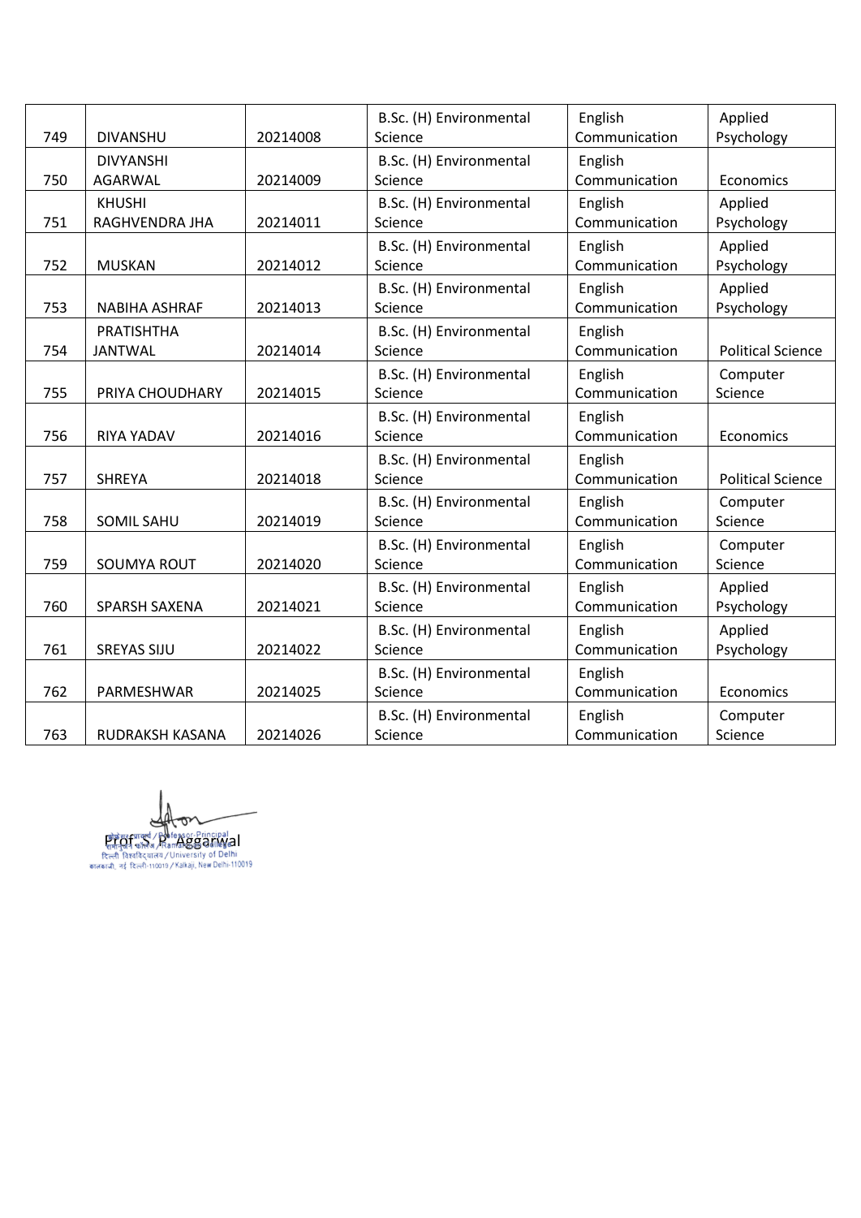| | | | | | |
|---|---|---|---|---|---|
| 749 | DIVANSHU | 20214008 | B.Sc. (H) Environmental Science | English Communication | Applied Psychology |
| 750 | DIVYANSHI AGARWAL | 20214009 | B.Sc. (H) Environmental Science | English Communication | Economics |
| 751 | KHUSHI RAGHVENDRA JHA | 20214011 | B.Sc. (H) Environmental Science | English Communication | Applied Psychology |
| 752 | MUSKAN | 20214012 | B.Sc. (H) Environmental Science | English Communication | Applied Psychology |
| 753 | NABIHA ASHRAF | 20214013 | B.Sc. (H) Environmental Science | English Communication | Applied Psychology |
| 754 | PRATISHTHA JANTWAL | 20214014 | B.Sc. (H) Environmental Science | English Communication | Political Science |
| 755 | PRIYA CHOUDHARY | 20214015 | B.Sc. (H) Environmental Science | English Communication | Computer Science |
| 756 | RIYA YADAV | 20214016 | B.Sc. (H) Environmental Science | English Communication | Economics |
| 757 | SHREYA | 20214018 | B.Sc. (H) Environmental Science | English Communication | Political Science |
| 758 | SOMIL SAHU | 20214019 | B.Sc. (H) Environmental Science | English Communication | Computer Science |
| 759 | SOUMYA ROUT | 20214020 | B.Sc. (H) Environmental Science | English Communication | Computer Science |
| 760 | SPARSH SAXENA | 20214021 | B.Sc. (H) Environmental Science | English Communication | Applied Psychology |
| 761 | SREYAS SIJU | 20214022 | B.Sc. (H) Environmental Science | English Communication | Applied Psychology |
| 762 | PARMESHWAR | 20214025 | B.Sc. (H) Environmental Science | English Communication | Economics |
| 763 | RUDRAKSH KASANA | 20214026 | B.Sc. (H) Environmental Science | English Communication | Computer Science |

Prof. S. P. Aggarwal

आचार्य-प्राचार्य / Professor-Principal
रामानुजन कॉलेज / Ramanujan College
दिल्ली विश्वविद्यालय / University of Delhi
कालकाजी, नई दिल्ली-110019 / Kalkaji, New Delhi-110019